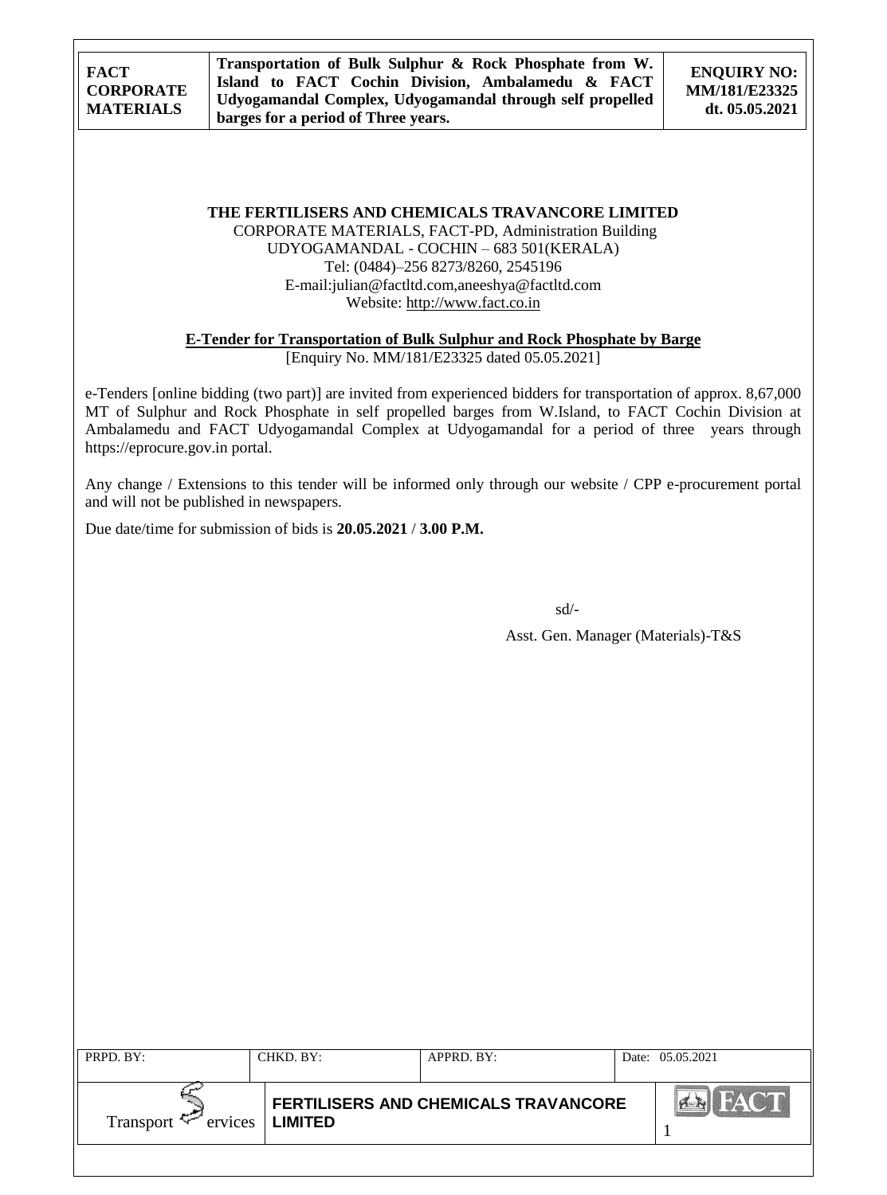# THE FERTILISERS AND CHEMICALS TRAVANCORE LIMITED

CORPORATE MATERIALS, FACT-PD, Administration Building
UDYOGAMANDAL - COCHIN – 683 501(KERALA)
Tel: (0484)–256 8273/8260, 2545196
E-mail:julian@factltd.com,aneeshya@factltd.com
Website: http://www.fact.co.in

## E-Tender for Transportation of Bulk Sulphur and Rock Phosphate by Barge

[Enquiry No. MM/181/E23325 dated 05.05.2021]

e-Tenders [online bidding (two part)] are invited from experienced bidders for transportation of approx. 8,67,000 MT of Sulphur and Rock Phosphate in self propelled barges from W.Island, to FACT Cochin Division at Ambalamedu and FACT Udyogamandal Complex at Udyogamandal for a period of three years through https://eprocure.gov.in portal.

Any change / Extensions to this tender will be informed only through our website / CPP e-procurement portal and will not be published in newspapers.

Due date/time for submission of bids is **20.05.2021 / 3.00 P.M.**

sd/-

Asst. Gen. Manager (Materials)-T&S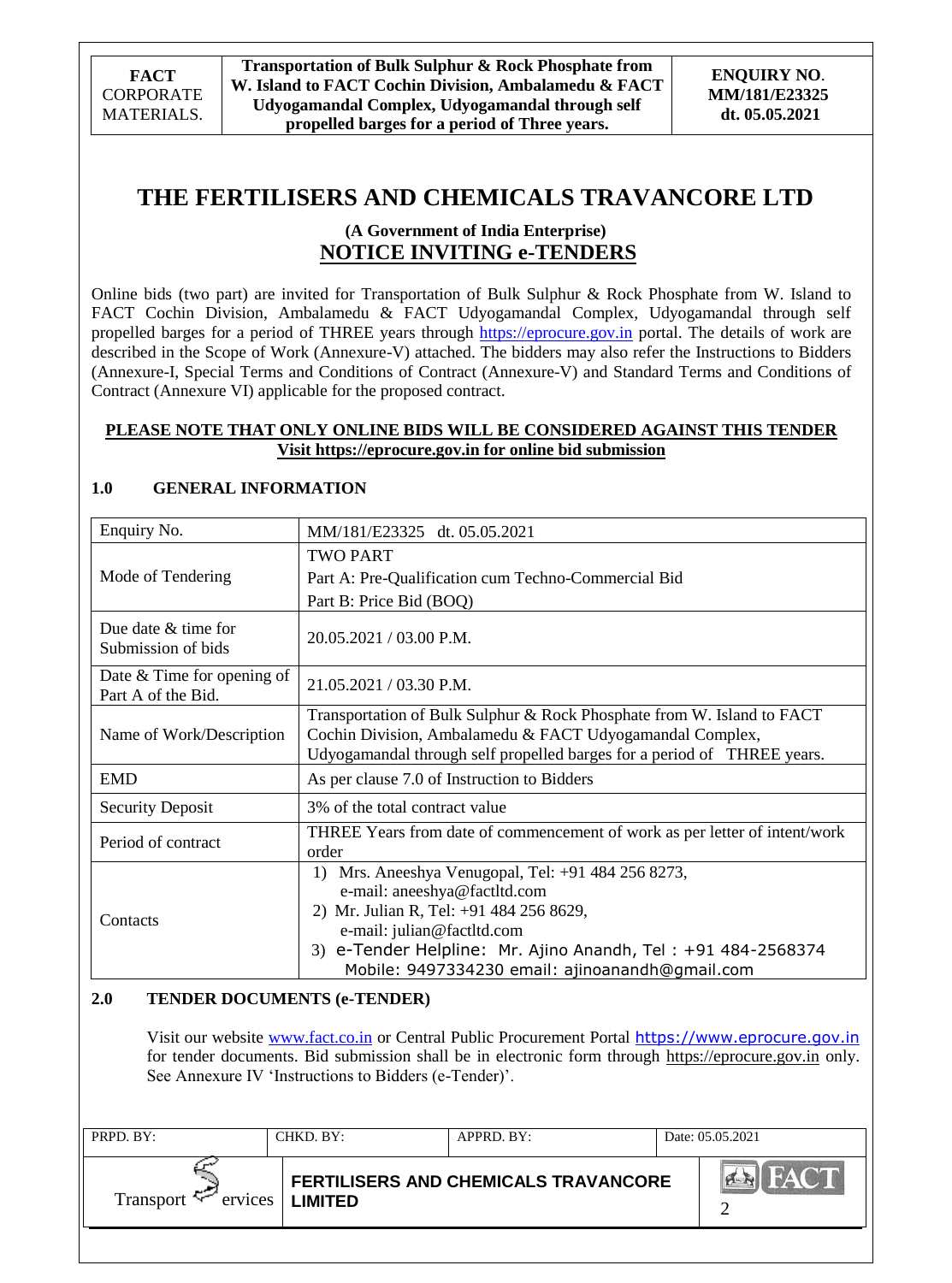# THE FERTILISERS AND CHEMICALS TRAVANCORE LTD

### (A Government of India Enterprise)

## NOTICE INVITING e-TENDERS

Online bids (two part) are invited for Transportation of Bulk Sulphur & Rock Phosphate from W. Island to FACT Cochin Division, Ambalamedu & FACT Udyogamandal Complex, Udyogamandal through self propelled barges for a period of THREE years through https://eprocure.gov.in portal. The details of work are described in the Scope of Work (Annexure-V) attached. The bidders may also refer the Instructions to Bidders (Annexure-I, Special Terms and Conditions of Contract (Annexure-V) and Standard Terms and Conditions of Contract (Annexure VI) applicable for the proposed contract.

**PLEASE NOTE THAT ONLY ONLINE BIDS WILL BE CONSIDERED AGAINST THIS TENDER**
**Visit https://eprocure.gov.in for online bid submission**

## 1.0 GENERAL INFORMATION

| Enquiry No. | MM/181/E23325 dt. 05.05.2021 |
|---|---|
| Mode of Tendering | TWO PART<br>Part A: Pre-Qualification cum Techno-Commercial Bid<br>Part B: Price Bid (BOQ) |
| Due date & time for Submission of bids | 20.05.2021 / 03.00 P.M. |
| Date & Time for opening of Part A of the Bid. | 21.05.2021 / 03.30 P.M. |
| Name of Work/Description | Transportation of Bulk Sulphur & Rock Phosphate from W. Island to FACT Cochin Division, Ambalamedu & FACT Udyogamandal Complex, Udyogamandal through self propelled barges for a period of THREE years. |
| EMD | As per clause 7.0 of Instruction to Bidders |
| Security Deposit | 3% of the total contract value |
| Period of contract | THREE Years from date of commencement of work as per letter of intent/work order |
| Contacts | 1) Mrs. Aneeshya Venugopal, Tel: +91 484 256 8273, e-mail: aneeshya@factltd.com<br>2) Mr. Julian R, Tel: +91 484 256 8629, e-mail: julian@factltd.com<br>3) e-Tender Helpline: Mr. Ajino Anandh, Tel : +91 484-2568374 Mobile: 9497334230 email: ajinoanandh@gmail.com |

## 2.0 TENDER DOCUMENTS (e-TENDER)

Visit our website www.fact.co.in or Central Public Procurement Portal https://www.eprocure.gov.in for tender documents. Bid submission shall be in electronic form through https://eprocure.gov.in only. See Annexure IV 'Instructions to Bidders (e-Tender)'.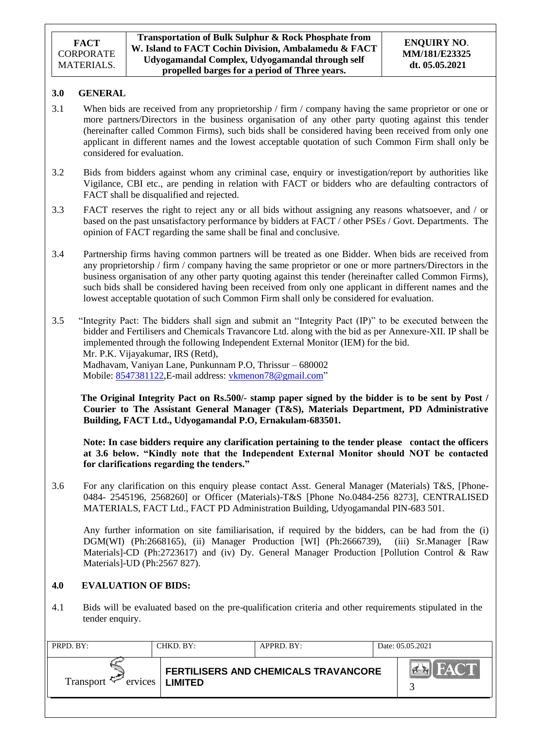## 3.0 GENERAL

3.1 When bids are received from any proprietorship / firm / company having the same proprietor or one or more partners/Directors in the business organisation of any other party quoting against this tender (hereinafter called Common Firms), such bids shall be considered having been received from only one applicant in different names and the lowest acceptable quotation of such Common Firm shall only be considered for evaluation.

3.2 Bids from bidders against whom any criminal case, enquiry or investigation/report by authorities like Vigilance, CBI etc., are pending in relation with FACT or bidders who are defaulting contractors of FACT shall be disqualified and rejected.

3.3 FACT reserves the right to reject any or all bids without assigning any reasons whatsoever, and / or based on the past unsatisfactory performance by bidders at FACT / other PSEs / Govt. Departments. The opinion of FACT regarding the same shall be final and conclusive.

3.4 Partnership firms having common partners will be treated as one Bidder. When bids are received from any proprietorship / firm / company having the same proprietor or one or more partners/Directors in the business organisation of any other party quoting against this tender (hereinafter called Common Firms), such bids shall be considered having been received from only one applicant in different names and the lowest acceptable quotation of such Common Firm shall only be considered for evaluation.

3.5 "Integrity Pact: The bidders shall sign and submit an "Integrity Pact (IP)" to be executed between the bidder and Fertilisers and Chemicals Travancore Ltd. along with the bid as per Annexure-XII. IP shall be implemented through the following Independent External Monitor (IEM) for the bid.
Mr. P.K. Vijayakumar, IRS (Retd),
Madhavam, Vaniyan Lane, Punkunnam P.O, Thrissur – 680002
Mobile: 8547381122,E-mail address: vkmenon78@gmail.com"

**The Original Integrity Pact on Rs.500/- stamp paper signed by the bidder is to be sent by Post / Courier to The Assistant General Manager (T&S), Materials Department, PD Administrative Building, FACT Ltd., Udyogamandal P.O, Ernakulam-683501.**

**Note: In case bidders require any clarification pertaining to the tender please contact the officers at 3.6 below. "Kindly note that the Independent External Monitor should NOT be contacted for clarifications regarding the tenders."**

3.6 For any clarification on this enquiry please contact Asst. General Manager (Materials) T&S, [Phone- 0484- 2545196, 2568260] or Officer (Materials)-T&S [Phone No.0484-256 8273], CENTRALISED MATERIALS, FACT Ltd., FACT PD Administration Building, Udyogamandal PIN-683 501.

Any further information on site familiarisation, if required by the bidders, can be had from the (i) DGM(WI) (Ph:2668165), (ii) Manager Production [WI] (Ph:2666739), (iii) Sr.Manager [Raw Materials]-CD (Ph:2723617) and (iv) Dy. General Manager Production [Pollution Control & Raw Materials]-UD (Ph:2567 827).

## 4.0 EVALUATION OF BIDS:

4.1 Bids will be evaluated based on the pre-qualification criteria and other requirements stipulated in the tender enquiry.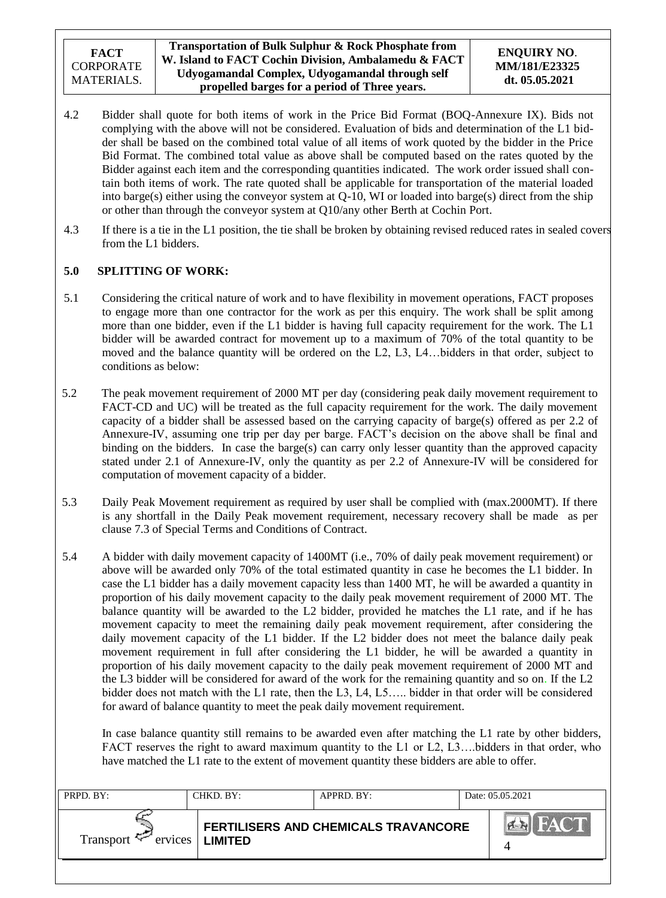4.2 Bidder shall quote for both items of work in the Price Bid Format (BOQ-Annexure IX). Bids not complying with the above will not be considered. Evaluation of bids and determination of the L1 bidder shall be based on the combined total value of all items of work quoted by the bidder in the Price Bid Format. The combined total value as above shall be computed based on the rates quoted by the Bidder against each item and the corresponding quantities indicated. The work order issued shall contain both items of work. The rate quoted shall be applicable for transportation of the material loaded into barge(s) either using the conveyor system at Q-10, WI or loaded into barge(s) direct from the ship or other than through the conveyor system at Q10/any other Berth at Cochin Port.

4.3 If there is a tie in the L1 position, the tie shall be broken by obtaining revised reduced rates in sealed covers from the L1 bidders.

## 5.0 SPLITTING OF WORK:

5.1 Considering the critical nature of work and to have flexibility in movement operations, FACT proposes to engage more than one contractor for the work as per this enquiry. The work shall be split among more than one bidder, even if the L1 bidder is having full capacity requirement for the work. The L1 bidder will be awarded contract for movement up to a maximum of 70% of the total quantity to be moved and the balance quantity will be ordered on the L2, L3, L4…bidders in that order, subject to conditions as below:

5.2 The peak movement requirement of 2000 MT per day (considering peak daily movement requirement to FACT-CD and UC) will be treated as the full capacity requirement for the work. The daily movement capacity of a bidder shall be assessed based on the carrying capacity of barge(s) offered as per 2.2 of Annexure-IV, assuming one trip per day per barge. FACT's decision on the above shall be final and binding on the bidders. In case the barge(s) can carry only lesser quantity than the approved capacity stated under 2.1 of Annexure-IV, only the quantity as per 2.2 of Annexure-IV will be considered for computation of movement capacity of a bidder.

5.3 Daily Peak Movement requirement as required by user shall be complied with (max.2000MT). If there is any shortfall in the Daily Peak movement requirement, necessary recovery shall be made as per clause 7.3 of Special Terms and Conditions of Contract.

5.4 A bidder with daily movement capacity of 1400MT (i.e., 70% of daily peak movement requirement) or above will be awarded only 70% of the total estimated quantity in case he becomes the L1 bidder. In case the L1 bidder has a daily movement capacity less than 1400 MT, he will be awarded a quantity in proportion of his daily movement capacity to the daily peak movement requirement of 2000 MT. The balance quantity will be awarded to the L2 bidder, provided he matches the L1 rate, and if he has movement capacity to meet the remaining daily peak movement requirement, after considering the daily movement capacity of the L1 bidder. If the L2 bidder does not meet the balance daily peak movement requirement in full after considering the L1 bidder, he will be awarded a quantity in proportion of his daily movement capacity to the daily peak movement requirement of 2000 MT and the L3 bidder will be considered for award of the work for the remaining quantity and so on. If the L2 bidder does not match with the L1 rate, then the L3, L4, L5….. bidder in that order will be considered for award of balance quantity to meet the peak daily movement requirement.

In case balance quantity still remains to be awarded even after matching the L1 rate by other bidders, FACT reserves the right to award maximum quantity to the L1 or L2, L3….bidders in that order, who have matched the L1 rate to the extent of movement quantity these bidders are able to offer.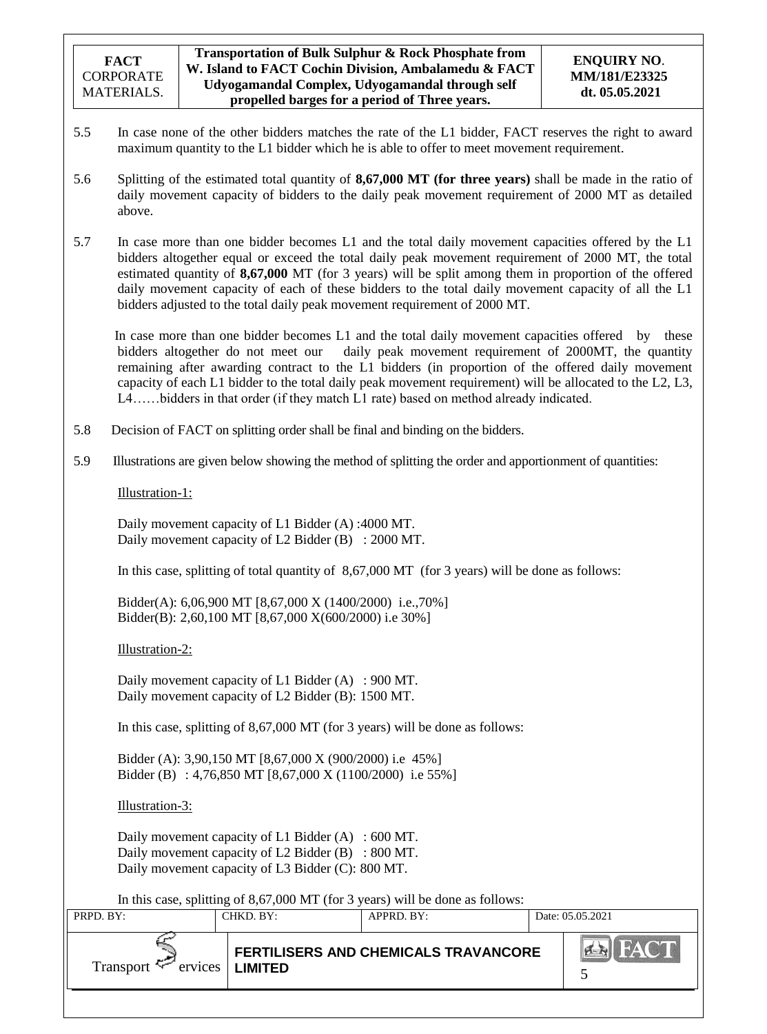5.5 In case none of the other bidders matches the rate of the L1 bidder, FACT reserves the right to award maximum quantity to the L1 bidder which he is able to offer to meet movement requirement.

5.6 Splitting of the estimated total quantity of **8,67,000 MT (for three years)** shall be made in the ratio of daily movement capacity of bidders to the daily peak movement requirement of 2000 MT as detailed above.

5.7 In case more than one bidder becomes L1 and the total daily movement capacities offered by the L1 bidders altogether equal or exceed the total daily peak movement requirement of 2000 MT, the total estimated quantity of **8,67,000** MT (for 3 years) will be split among them in proportion of the offered daily movement capacity of each of these bidders to the total daily movement capacity of all the L1 bidders adjusted to the total daily peak movement requirement of 2000 MT.

In case more than one bidder becomes L1 and the total daily movement capacities offered by these bidders altogether do not meet our daily peak movement requirement of 2000MT, the quantity remaining after awarding contract to the L1 bidders (in proportion of the offered daily movement capacity of each L1 bidder to the total daily peak movement requirement) will be allocated to the L2, L3, L4……bidders in that order (if they match L1 rate) based on method already indicated.

5.8 Decision of FACT on splitting order shall be final and binding on the bidders.

5.9 Illustrations are given below showing the method of splitting the order and apportionment of quantities:

Illustration-1:

Daily movement capacity of L1 Bidder (A) :4000 MT.
Daily movement capacity of L2 Bidder (B) : 2000 MT.

In this case, splitting of total quantity of 8,67,000 MT (for 3 years) will be done as follows:

Bidder(A): 6,06,900 MT [8,67,000 X (1400/2000) i.e.,70%]
Bidder(B): 2,60,100 MT [8,67,000 X(600/2000) i.e 30%]

Illustration-2:

Daily movement capacity of L1 Bidder (A) : 900 MT.
Daily movement capacity of L2 Bidder (B): 1500 MT.

In this case, splitting of 8,67,000 MT (for 3 years) will be done as follows:

Bidder (A): 3,90,150 MT [8,67,000 X (900/2000) i.e 45%]
Bidder (B) : 4,76,850 MT [8,67,000 X (1100/2000) i.e 55%]

Illustration-3:

Daily movement capacity of L1 Bidder (A) : 600 MT.
Daily movement capacity of L2 Bidder (B) : 800 MT.
Daily movement capacity of L3 Bidder (C): 800 MT.

In this case, splitting of 8,67,000 MT (for 3 years) will be done as follows: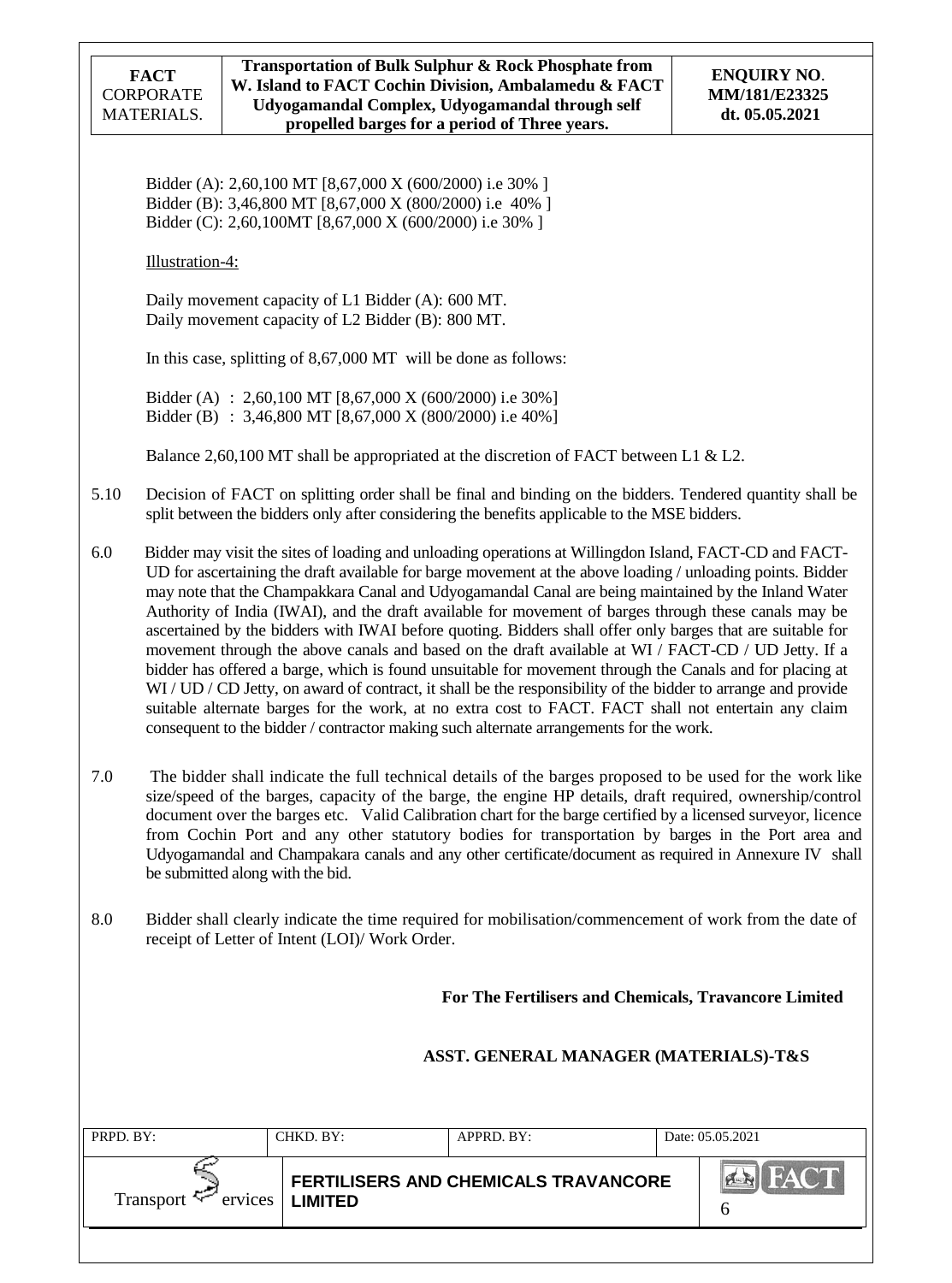Bidder (A): 2,60,100 MT [8,67,000 X (600/2000) i.e 30% ]
Bidder (B): 3,46,800 MT [8,67,000 X (800/2000) i.e 40% ]
Bidder (C): 2,60,100MT [8,67,000 X (600/2000) i.e 30% ]

Illustration-4:

Daily movement capacity of L1 Bidder (A): 600 MT.
Daily movement capacity of L2 Bidder (B): 800 MT.

In this case, splitting of 8,67,000 MT will be done as follows:

Bidder (A) : 2,60,100 MT [8,67,000 X (600/2000) i.e 30%]
Bidder (B) : 3,46,800 MT [8,67,000 X (800/2000) i.e 40%]

Balance 2,60,100 MT shall be appropriated at the discretion of FACT between L1 & L2.

5.10 Decision of FACT on splitting order shall be final and binding on the bidders. Tendered quantity shall be split between the bidders only after considering the benefits applicable to the MSE bidders.

6.0 Bidder may visit the sites of loading and unloading operations at Willingdon Island, FACT-CD and FACT-UD for ascertaining the draft available for barge movement at the above loading / unloading points. Bidder may note that the Champakkara Canal and Udyogamandal Canal are being maintained by the Inland Water Authority of India (IWAI), and the draft available for movement of barges through these canals may be ascertained by the bidders with IWAI before quoting. Bidders shall offer only barges that are suitable for movement through the above canals and based on the draft available at WI / FACT-CD / UD Jetty. If a bidder has offered a barge, which is found unsuitable for movement through the Canals and for placing at WI / UD / CD Jetty, on award of contract, it shall be the responsibility of the bidder to arrange and provide suitable alternate barges for the work, at no extra cost to FACT. FACT shall not entertain any claim consequent to the bidder / contractor making such alternate arrangements for the work.

7.0 The bidder shall indicate the full technical details of the barges proposed to be used for the work like size/speed of the barges, capacity of the barge, the engine HP details, draft required, ownership/control document over the barges etc. Valid Calibration chart for the barge certified by a licensed surveyor, licence from Cochin Port and any other statutory bodies for transportation by barges in the Port area and Udyogamandal and Champakara canals and any other certificate/document as required in Annexure IV shall be submitted along with the bid.

8.0 Bidder shall clearly indicate the time required for mobilisation/commencement of work from the date of receipt of Letter of Intent (LOI)/ Work Order.

**For The Fertilisers and Chemicals, Travancore Limited**

**ASST. GENERAL MANAGER (MATERIALS)-T&S**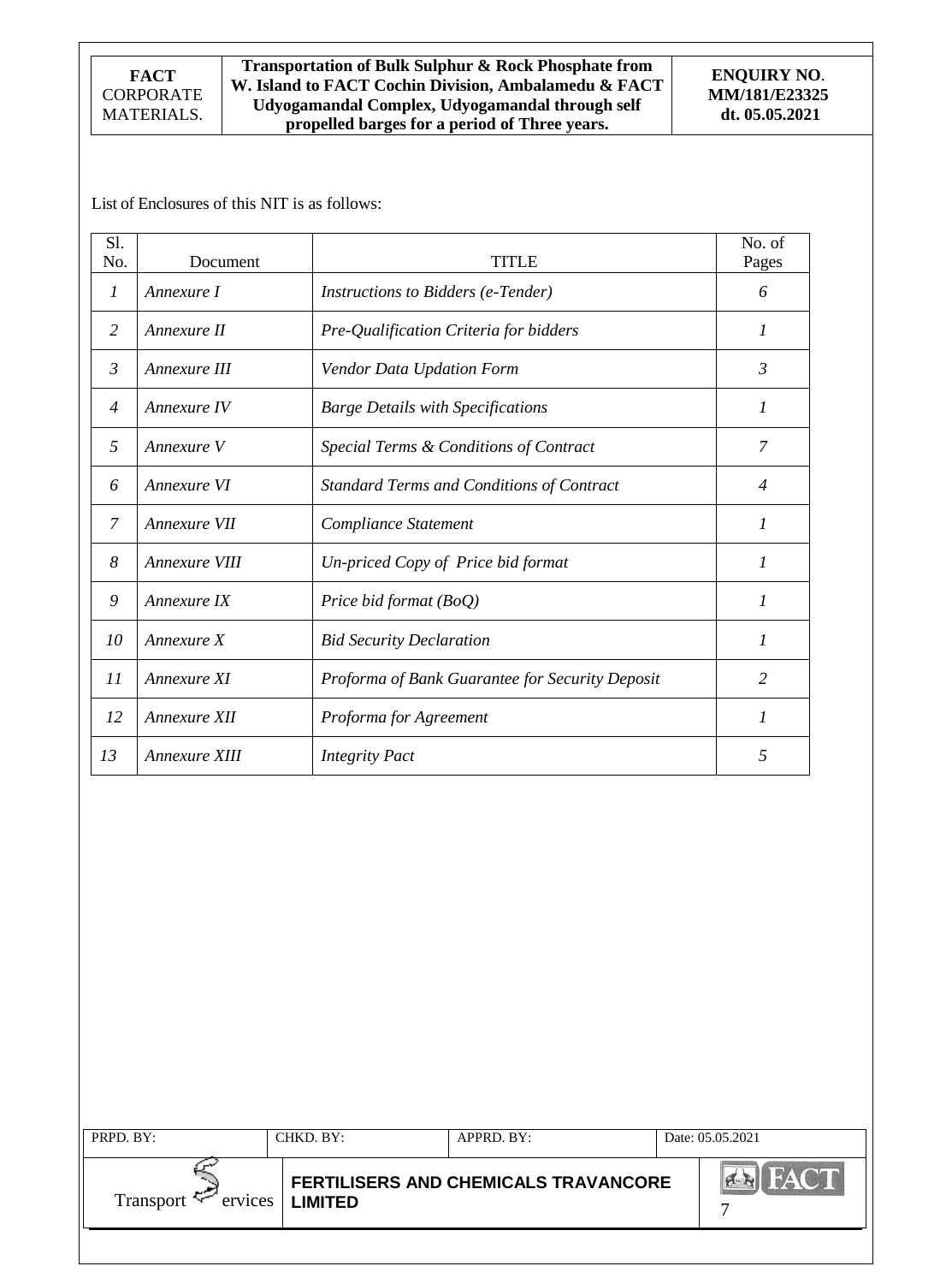List of Enclosures of this NIT is as follows:

| Sl. No. | Document | TITLE | No. of Pages |
|---|---|---|---|
| *1* | *Annexure I* | *Instructions to Bidders (e-Tender)* | *6* |
| *2* | *Annexure II* | *Pre-Qualification Criteria for bidders* | *1* |
| *3* | *Annexure III* | *Vendor Data Updation Form* | *3* |
| *4* | *Annexure IV* | *Barge Details with Specifications* | *1* |
| *5* | *Annexure V* | *Special Terms & Conditions of Contract* | *7* |
| *6* | *Annexure VI* | *Standard Terms and Conditions of Contract* | *4* |
| *7* | *Annexure VII* | *Compliance Statement* | *1* |
| *8* | *Annexure VIII* | *Un-priced Copy of Price bid format* | *1* |
| *9* | *Annexure IX* | *Price bid format (BoQ)* | *1* |
| *10* | *Annexure X* | *Bid Security Declaration* | *1* |
| *11* | *Annexure XI* | *Proforma of Bank Guarantee for Security Deposit* | *2* |
| *12* | *Annexure XII* | *Proforma for Agreement* | *1* |
| *13* | *Annexure XIII* | *Integrity Pact* | *5* |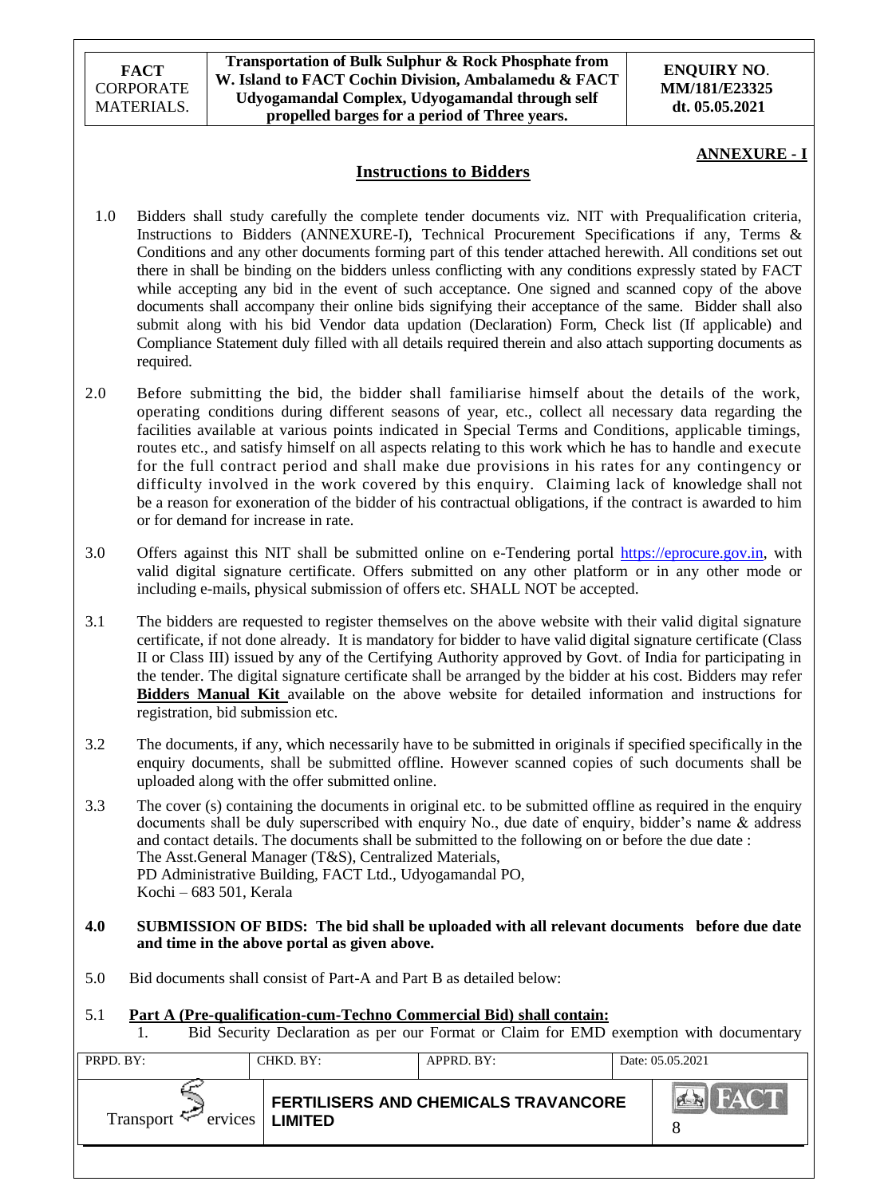**ANNEXURE - I**

## Instructions to Bidders

1.0 Bidders shall study carefully the complete tender documents viz. NIT with Prequalification criteria, Instructions to Bidders (ANNEXURE-I), Technical Procurement Specifications if any, Terms & Conditions and any other documents forming part of this tender attached herewith. All conditions set out there in shall be binding on the bidders unless conflicting with any conditions expressly stated by FACT while accepting any bid in the event of such acceptance. One signed and scanned copy of the above documents shall accompany their online bids signifying their acceptance of the same. Bidder shall also submit along with his bid Vendor data updation (Declaration) Form, Check list (If applicable) and Compliance Statement duly filled with all details required therein and also attach supporting documents as required.

2.0 Before submitting the bid, the bidder shall familiarise himself about the details of the work, operating conditions during different seasons of year, etc., collect all necessary data regarding the facilities available at various points indicated in Special Terms and Conditions, applicable timings, routes etc., and satisfy himself on all aspects relating to this work which he has to handle and execute for the full contract period and shall make due provisions in his rates for any contingency or difficulty involved in the work covered by this enquiry. Claiming lack of knowledge shall not be a reason for exoneration of the bidder of his contractual obligations, if the contract is awarded to him or for demand for increase in rate.

3.0 Offers against this NIT shall be submitted online on e-Tendering portal https://eprocure.gov.in, with valid digital signature certificate. Offers submitted on any other platform or in any other mode or including e-mails, physical submission of offers etc. SHALL NOT be accepted.

3.1 The bidders are requested to register themselves on the above website with their valid digital signature certificate, if not done already. It is mandatory for bidder to have valid digital signature certificate (Class II or Class III) issued by any of the Certifying Authority approved by Govt. of India for participating in the tender. The digital signature certificate shall be arranged by the bidder at his cost. Bidders may refer **Bidders Manual Kit** available on the above website for detailed information and instructions for registration, bid submission etc.

3.2 The documents, if any, which necessarily have to be submitted in originals if specified specifically in the enquiry documents, shall be submitted offline. However scanned copies of such documents shall be uploaded along with the offer submitted online.

3.3 The cover (s) containing the documents in original etc. to be submitted offline as required in the enquiry documents shall be duly superscribed with enquiry No., due date of enquiry, bidder's name & address and contact details. The documents shall be submitted to the following on or before the due date :
The Asst.General Manager (T&S), Centralized Materials,
PD Administrative Building, FACT Ltd., Udyogamandal PO,
Kochi – 683 501, Kerala

**4.0 SUBMISSION OF BIDS: The bid shall be uploaded with all relevant documents before due date and time in the above portal as given above.**

5.0 Bid documents shall consist of Part-A and Part B as detailed below:

5.1 **Part A (Pre-qualification-cum-Techno Commercial Bid) shall contain:**

1. Bid Security Declaration as per our Format or Claim for EMD exemption with documentary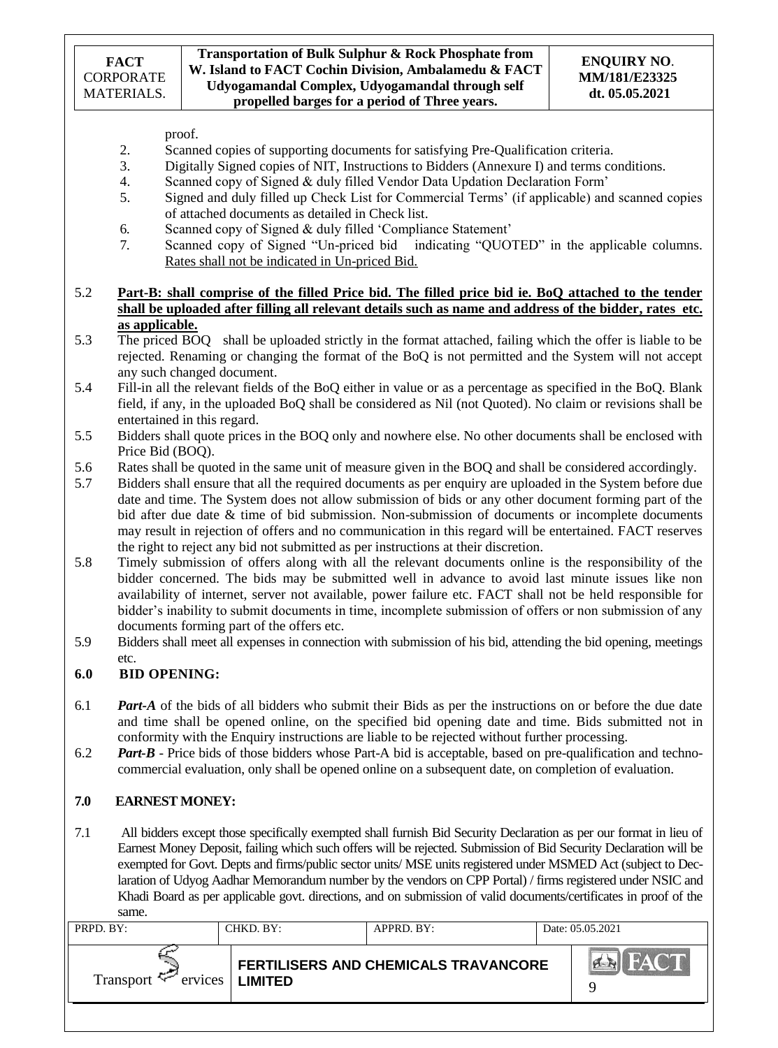proof.

2. Scanned copies of supporting documents for satisfying Pre-Qualification criteria.
3. Digitally Signed copies of NIT, Instructions to Bidders (Annexure I) and terms conditions.
4. Scanned copy of Signed & duly filled Vendor Data Updation Declaration Form'
5. Signed and duly filled up Check List for Commercial Terms' (if applicable) and scanned copies of attached documents as detailed in Check list.
6. Scanned copy of Signed & duly filled 'Compliance Statement'
7. Scanned copy of Signed "Un-priced bid indicating "QUOTED" in the applicable columns. Rates shall not be indicated in Un-priced Bid.

5.2 **Part-B: shall comprise of the filled Price bid. The filled price bid ie. BoQ attached to the tender shall be uploaded after filling all relevant details such as name and address of the bidder, rates etc. as applicable.**

5.3 The priced BOQ shall be uploaded strictly in the format attached, failing which the offer is liable to be rejected. Renaming or changing the format of the BoQ is not permitted and the System will not accept any such changed document.

5.4 Fill-in all the relevant fields of the BoQ either in value or as a percentage as specified in the BoQ. Blank field, if any, in the uploaded BoQ shall be considered as Nil (not Quoted). No claim or revisions shall be entertained in this regard.

5.5 Bidders shall quote prices in the BOQ only and nowhere else. No other documents shall be enclosed with Price Bid (BOQ).

5.6 Rates shall be quoted in the same unit of measure given in the BOQ and shall be considered accordingly.

5.7 Bidders shall ensure that all the required documents as per enquiry are uploaded in the System before due date and time. The System does not allow submission of bids or any other document forming part of the bid after due date & time of bid submission. Non-submission of documents or incomplete documents may result in rejection of offers and no communication in this regard will be entertained. FACT reserves the right to reject any bid not submitted as per instructions at their discretion.

5.8 Timely submission of offers along with all the relevant documents online is the responsibility of the bidder concerned. The bids may be submitted well in advance to avoid last minute issues like non availability of internet, server not available, power failure etc. FACT shall not be held responsible for bidder's inability to submit documents in time, incomplete submission of offers or non submission of any documents forming part of the offers etc.

5.9 Bidders shall meet all expenses in connection with submission of his bid, attending the bid opening, meetings etc.

## 6.0 BID OPENING:

6.1 ***Part-A*** of the bids of all bidders who submit their Bids as per the instructions on or before the due date and time shall be opened online, on the specified bid opening date and time. Bids submitted not in conformity with the Enquiry instructions are liable to be rejected without further processing.

6.2 ***Part-B*** - Price bids of those bidders whose Part-A bid is acceptable, based on pre-qualification and techno-commercial evaluation, only shall be opened online on a subsequent date, on completion of evaluation.

## 7.0 EARNEST MONEY:

7.1 All bidders except those specifically exempted shall furnish Bid Security Declaration as per our format in lieu of Earnest Money Deposit, failing which such offers will be rejected. Submission of Bid Security Declaration will be exempted for Govt. Depts and firms/public sector units/ MSE units registered under MSMED Act (subject to Declaration of Udyog Aadhar Memorandum number by the vendors on CPP Portal) / firms registered under NSIC and Khadi Board as per applicable govt. directions, and on submission of valid documents/certificates in proof of the same.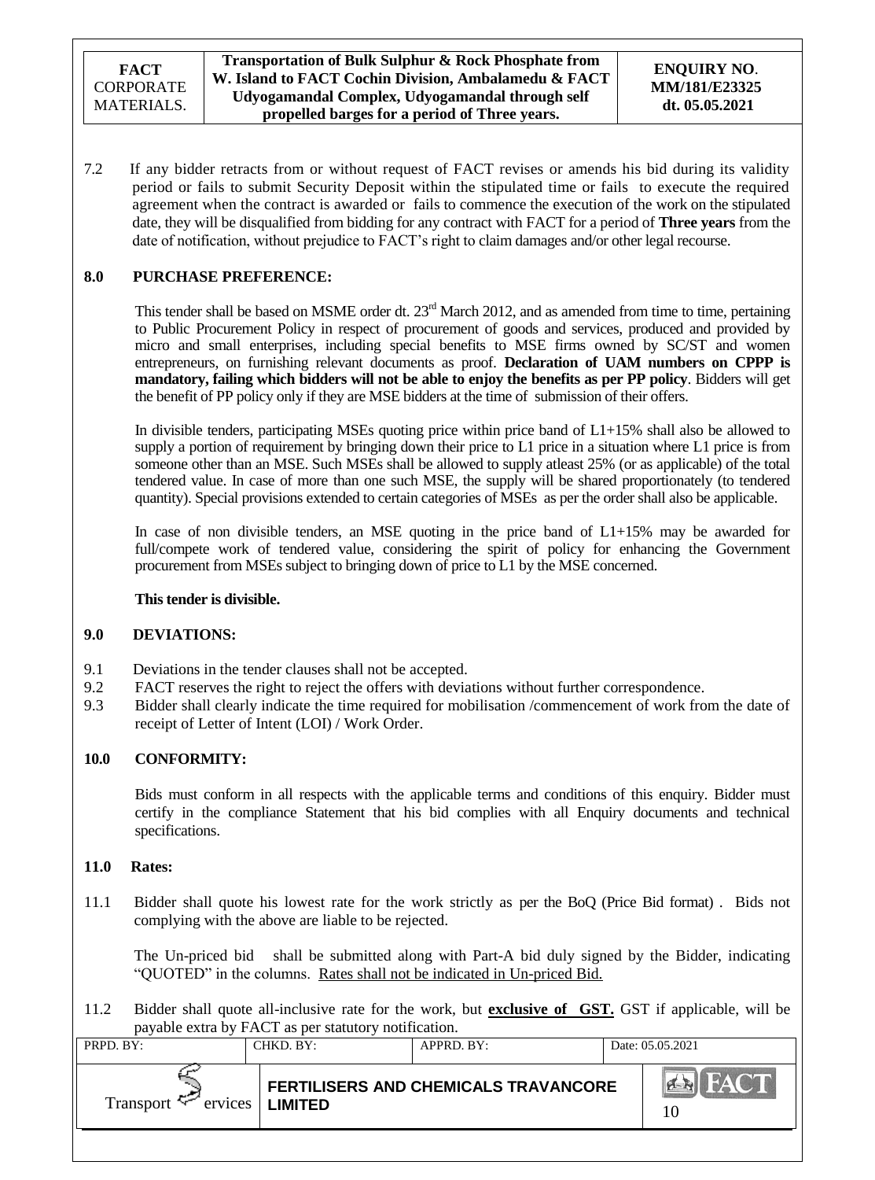7.2 If any bidder retracts from or without request of FACT revises or amends his bid during its validity period or fails to submit Security Deposit within the stipulated time or fails to execute the required agreement when the contract is awarded or fails to commence the execution of the work on the stipulated date, they will be disqualified from bidding for any contract with FACT for a period of **Three years** from the date of notification, without prejudice to FACT's right to claim damages and/or other legal recourse.

## 8.0 PURCHASE PREFERENCE:

This tender shall be based on MSME order dt. 23rd March 2012, and as amended from time to time, pertaining to Public Procurement Policy in respect of procurement of goods and services, produced and provided by micro and small enterprises, including special benefits to MSE firms owned by SC/ST and women entrepreneurs, on furnishing relevant documents as proof. **Declaration of UAM numbers on CPPP is mandatory, failing which bidders will not be able to enjoy the benefits as per PP policy**. Bidders will get the benefit of PP policy only if they are MSE bidders at the time of submission of their offers.

In divisible tenders, participating MSEs quoting price within price band of L1+15% shall also be allowed to supply a portion of requirement by bringing down their price to L1 price in a situation where L1 price is from someone other than an MSE. Such MSEs shall be allowed to supply atleast 25% (or as applicable) of the total tendered value. In case of more than one such MSE, the supply will be shared proportionately (to tendered quantity). Special provisions extended to certain categories of MSEs as per the order shall also be applicable.

In case of non divisible tenders, an MSE quoting in the price band of L1+15% may be awarded for full/compete work of tendered value, considering the spirit of policy for enhancing the Government procurement from MSEs subject to bringing down of price to L1 by the MSE concerned.

**This tender is divisible.**

## 9.0 DEVIATIONS:

9.1 Deviations in the tender clauses shall not be accepted.

9.2 FACT reserves the right to reject the offers with deviations without further correspondence.

9.3 Bidder shall clearly indicate the time required for mobilisation /commencement of work from the date of receipt of Letter of Intent (LOI) / Work Order.

## 10.0 CONFORMITY:

Bids must conform in all respects with the applicable terms and conditions of this enquiry. Bidder must certify in the compliance Statement that his bid complies with all Enquiry documents and technical specifications.

## 11.0 Rates:

11.1 Bidder shall quote his lowest rate for the work strictly as per the BoQ (Price Bid format) . Bids not complying with the above are liable to be rejected.

The Un-priced bid shall be submitted along with Part-A bid duly signed by the Bidder, indicating "QUOTED" in the columns. Rates shall not be indicated in Un-priced Bid.

11.2 Bidder shall quote all-inclusive rate for the work, but **exclusive of GST.** GST if applicable, will be payable extra by FACT as per statutory notification.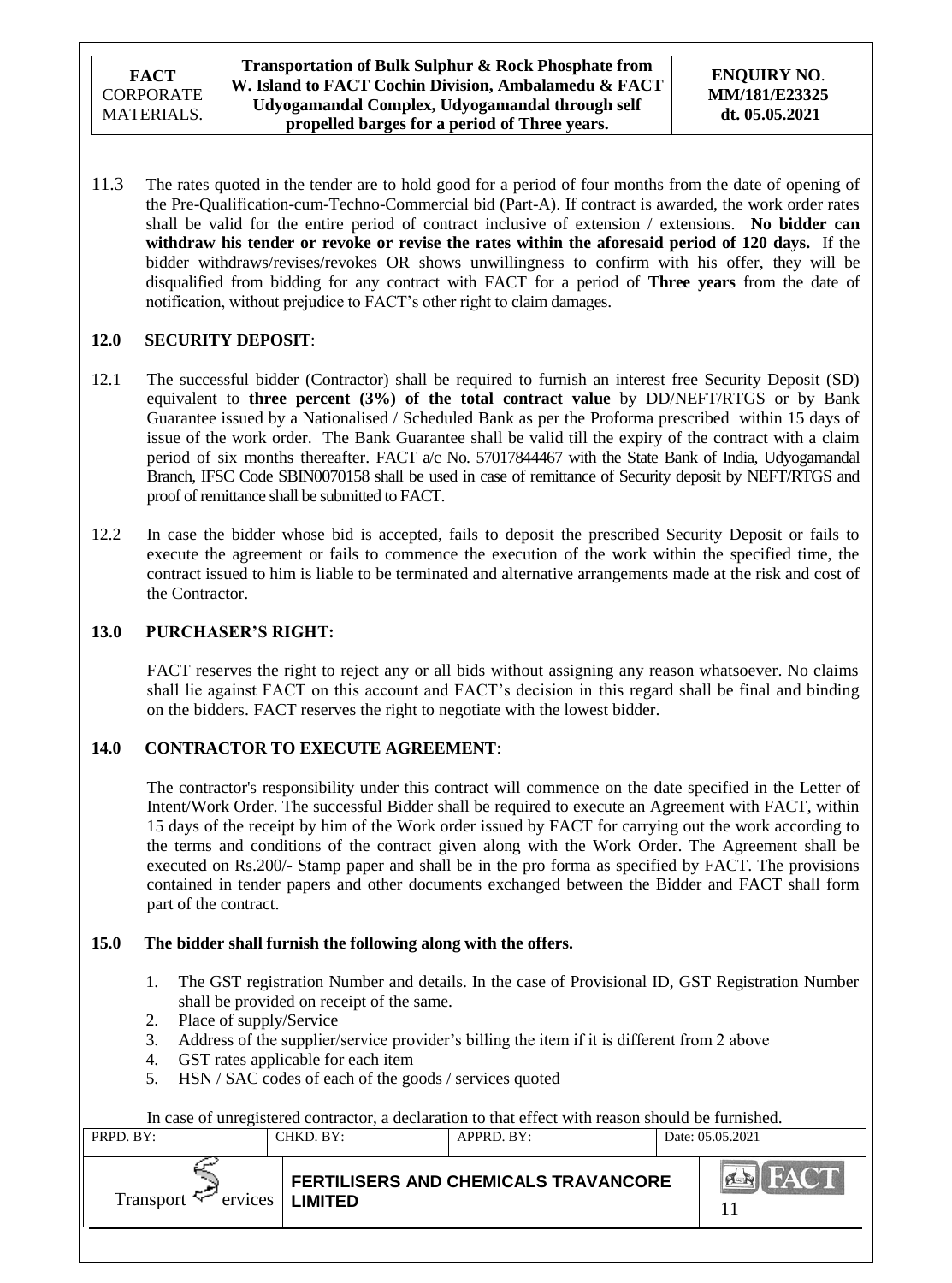11.3 The rates quoted in the tender are to hold good for a period of four months from the date of opening of the Pre-Qualification-cum-Techno-Commercial bid (Part-A). If contract is awarded, the work order rates shall be valid for the entire period of contract inclusive of extension / extensions. **No bidder can withdraw his tender or revoke or revise the rates within the aforesaid period of 120 days.** If the bidder withdraws/revises/revokes OR shows unwillingness to confirm with his offer, they will be disqualified from bidding for any contract with FACT for a period of **Three years** from the date of notification, without prejudice to FACT's other right to claim damages.

## 12.0 SECURITY DEPOSIT:

12.1 The successful bidder (Contractor) shall be required to furnish an interest free Security Deposit (SD) equivalent to **three percent (3%) of the total contract value** by DD/NEFT/RTGS or by Bank Guarantee issued by a Nationalised / Scheduled Bank as per the Proforma prescribed within 15 days of issue of the work order. The Bank Guarantee shall be valid till the expiry of the contract with a claim period of six months thereafter. FACT a/c No. 57017844467 with the State Bank of India, Udyogamandal Branch, IFSC Code SBIN0070158 shall be used in case of remittance of Security deposit by NEFT/RTGS and proof of remittance shall be submitted to FACT.

12.2 In case the bidder whose bid is accepted, fails to deposit the prescribed Security Deposit or fails to execute the agreement or fails to commence the execution of the work within the specified time, the contract issued to him is liable to be terminated and alternative arrangements made at the risk and cost of the Contractor.

## 13.0 PURCHASER'S RIGHT:

FACT reserves the right to reject any or all bids without assigning any reason whatsoever. No claims shall lie against FACT on this account and FACT's decision in this regard shall be final and binding on the bidders. FACT reserves the right to negotiate with the lowest bidder.

## 14.0 CONTRACTOR TO EXECUTE AGREEMENT:

The contractor's responsibility under this contract will commence on the date specified in the Letter of Intent/Work Order. The successful Bidder shall be required to execute an Agreement with FACT, within 15 days of the receipt by him of the Work order issued by FACT for carrying out the work according to the terms and conditions of the contract given along with the Work Order. The Agreement shall be executed on Rs.200/- Stamp paper and shall be in the pro forma as specified by FACT. The provisions contained in tender papers and other documents exchanged between the Bidder and FACT shall form part of the contract.

## 15.0 The bidder shall furnish the following along with the offers.

1. The GST registration Number and details. In the case of Provisional ID, GST Registration Number shall be provided on receipt of the same.
2. Place of supply/Service
3. Address of the supplier/service provider's billing the item if it is different from 2 above
4. GST rates applicable for each item
5. HSN / SAC codes of each of the goods / services quoted

In case of unregistered contractor, a declaration to that effect with reason should be furnished.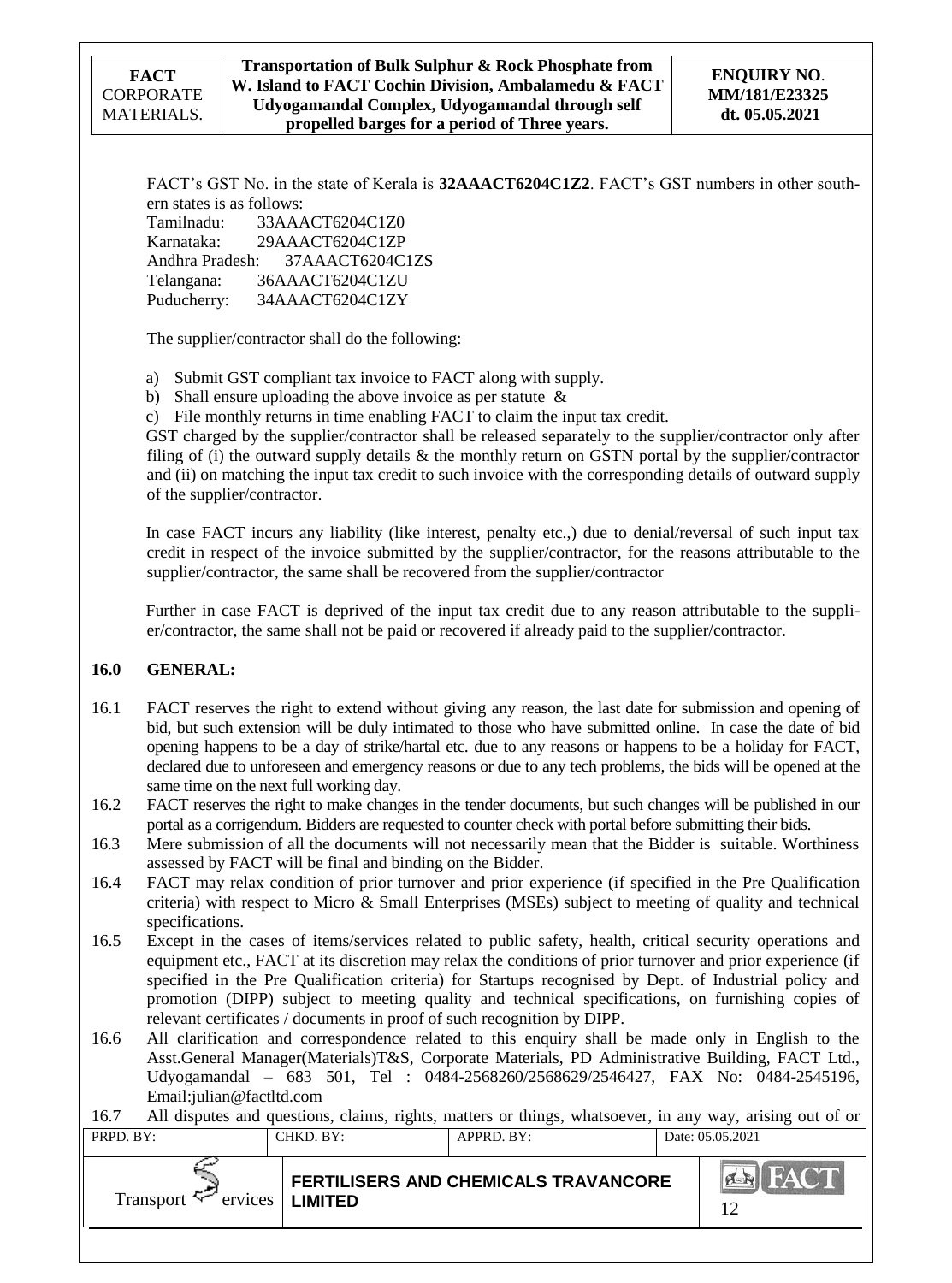FACT's GST No. in the state of Kerala is **32AAACT6204C1Z2**. FACT's GST numbers in other southern states is as follows:

Tamilnadu: 33AAACT6204C1Z0
Karnataka: 29AAACT6204C1ZP
Andhra Pradesh: 37AAACT6204C1ZS
Telangana: 36AAACT6204C1ZU
Puducherry: 34AAACT6204C1ZY

The supplier/contractor shall do the following:

a) Submit GST compliant tax invoice to FACT along with supply.
b) Shall ensure uploading the above invoice as per statute &
c) File monthly returns in time enabling FACT to claim the input tax credit.

GST charged by the supplier/contractor shall be released separately to the supplier/contractor only after filing of (i) the outward supply details & the monthly return on GSTN portal by the supplier/contractor and (ii) on matching the input tax credit to such invoice with the corresponding details of outward supply of the supplier/contractor.

In case FACT incurs any liability (like interest, penalty etc.,) due to denial/reversal of such input tax credit in respect of the invoice submitted by the supplier/contractor, for the reasons attributable to the supplier/contractor, the same shall be recovered from the supplier/contractor

Further in case FACT is deprived of the input tax credit due to any reason attributable to the supplier/contractor, the same shall not be paid or recovered if already paid to the supplier/contractor.

## 16.0 GENERAL:

16.1 FACT reserves the right to extend without giving any reason, the last date for submission and opening of bid, but such extension will be duly intimated to those who have submitted online. In case the date of bid opening happens to be a day of strike/hartal etc. due to any reasons or happens to be a holiday for FACT, declared due to unforeseen and emergency reasons or due to any tech problems, the bids will be opened at the same time on the next full working day.

16.2 FACT reserves the right to make changes in the tender documents, but such changes will be published in our portal as a corrigendum. Bidders are requested to counter check with portal before submitting their bids.

16.3 Mere submission of all the documents will not necessarily mean that the Bidder is suitable. Worthiness assessed by FACT will be final and binding on the Bidder.

16.4 FACT may relax condition of prior turnover and prior experience (if specified in the Pre Qualification criteria) with respect to Micro & Small Enterprises (MSEs) subject to meeting of quality and technical specifications.

16.5 Except in the cases of items/services related to public safety, health, critical security operations and equipment etc., FACT at its discretion may relax the conditions of prior turnover and prior experience (if specified in the Pre Qualification criteria) for Startups recognised by Dept. of Industrial policy and promotion (DIPP) subject to meeting quality and technical specifications, on furnishing copies of relevant certificates / documents in proof of such recognition by DIPP.

16.6 All clarification and correspondence related to this enquiry shall be made only in English to the Asst.General Manager(Materials)T&S, Corporate Materials, PD Administrative Building, FACT Ltd., Udyogamandal – 683 501, Tel : 0484-2568260/2568629/2546427, FAX No: 0484-2545196, Email:julian@factltd.com

16.7 All disputes and questions, claims, rights, matters or things, whatsoever, in any way, arising out of or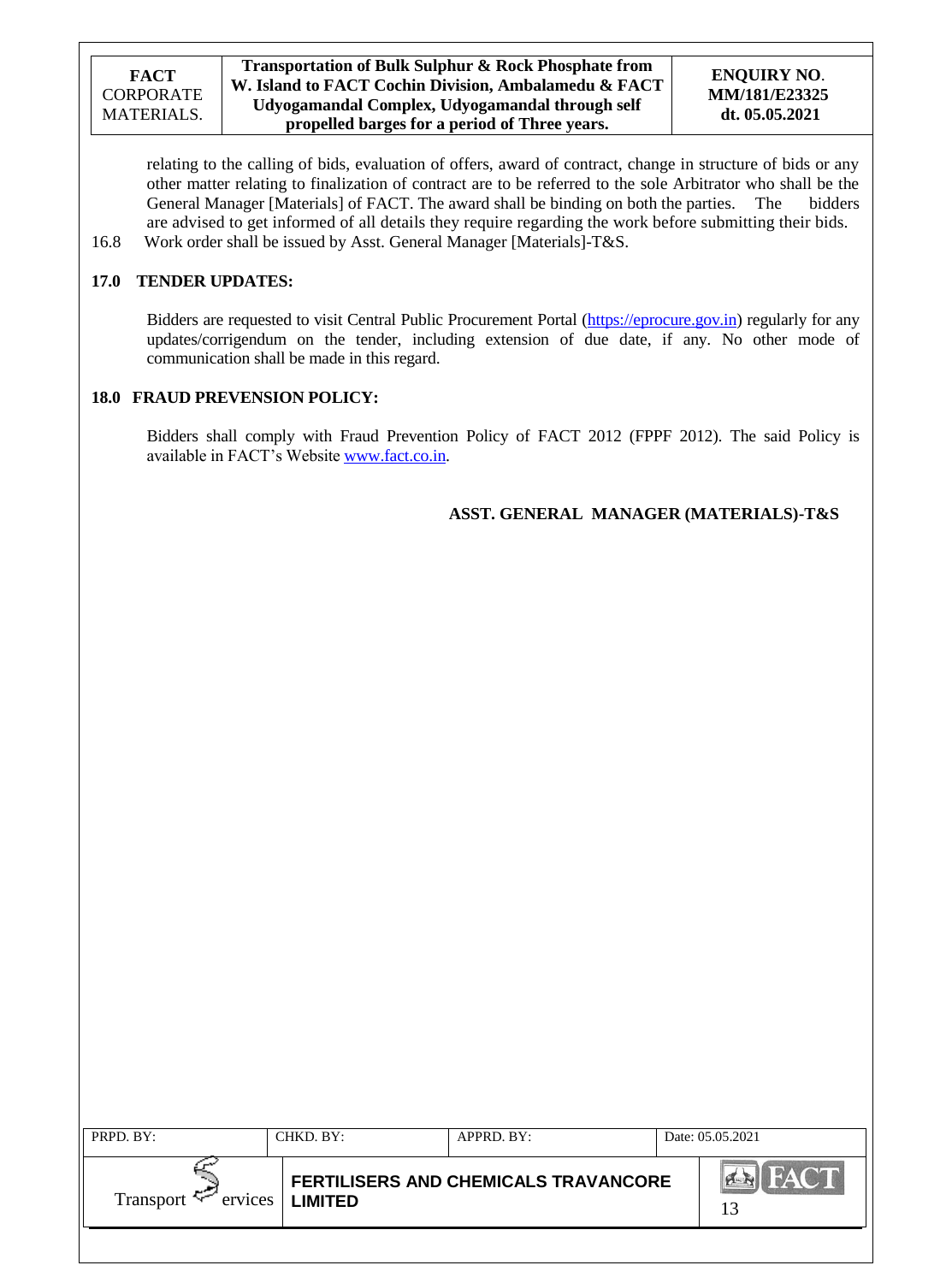relating to the calling of bids, evaluation of offers, award of contract, change in structure of bids or any other matter relating to finalization of contract are to be referred to the sole Arbitrator who shall be the General Manager [Materials] of FACT. The award shall be binding on both the parties. The bidders are advised to get informed of all details they require regarding the work before submitting their bids.

16.8 Work order shall be issued by Asst. General Manager [Materials]-T&S.

## 17.0 TENDER UPDATES:

Bidders are requested to visit Central Public Procurement Portal (https://eprocure.gov.in) regularly for any updates/corrigendum on the tender, including extension of due date, if any. No other mode of communication shall be made in this regard.

## 18.0 FRAUD PREVENSION POLICY:

Bidders shall comply with Fraud Prevention Policy of FACT 2012 (FPPF 2012). The said Policy is available in FACT's Website www.fact.co.in.

**ASST. GENERAL MANAGER (MATERIALS)-T&S**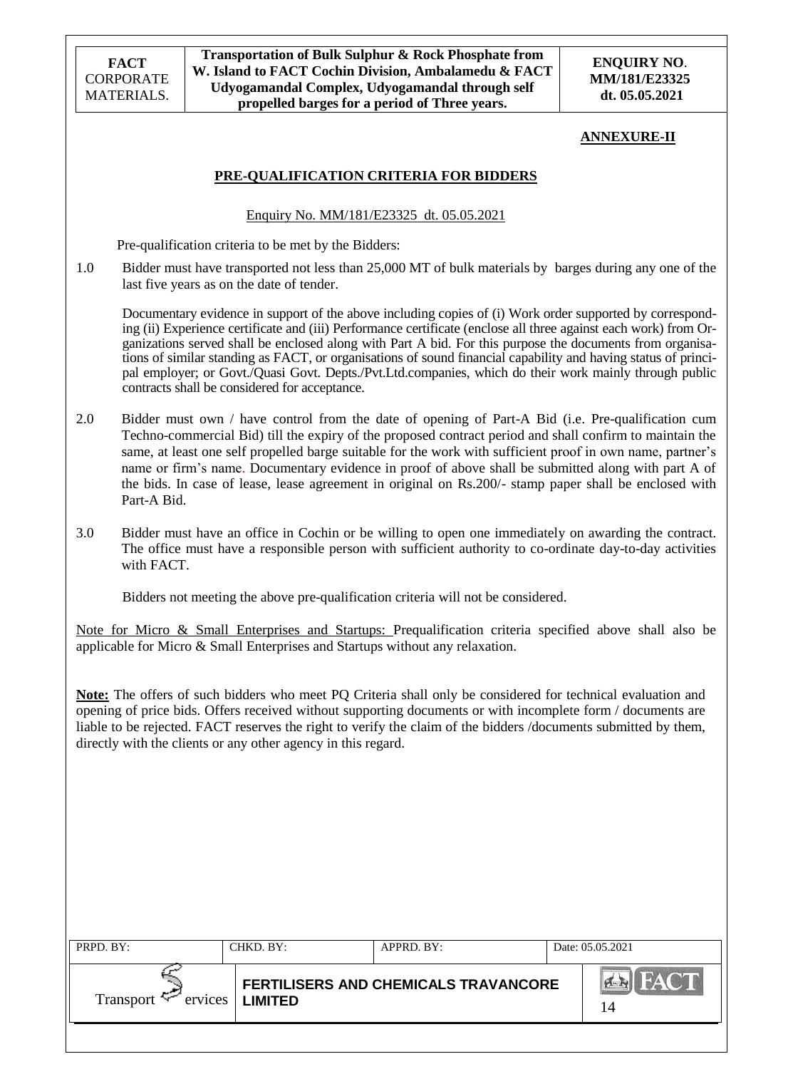**ANNEXURE-II**

## PRE-QUALIFICATION CRITERIA FOR BIDDERS

Enquiry No. MM/181/E23325 dt. 05.05.2021

Pre-qualification criteria to be met by the Bidders:

1.0 Bidder must have transported not less than 25,000 MT of bulk materials by barges during any one of the last five years as on the date of tender.

Documentary evidence in support of the above including copies of (i) Work order supported by corresponding (ii) Experience certificate and (iii) Performance certificate (enclose all three against each work) from Organizations served shall be enclosed along with Part A bid. For this purpose the documents from organisations of similar standing as FACT, or organisations of sound financial capability and having status of principal employer; or Govt./Quasi Govt. Depts./Pvt.Ltd.companies, which do their work mainly through public contracts shall be considered for acceptance.

2.0 Bidder must own / have control from the date of opening of Part-A Bid (i.e. Pre-qualification cum Techno-commercial Bid) till the expiry of the proposed contract period and shall confirm to maintain the same, at least one self propelled barge suitable for the work with sufficient proof in own name, partner's name or firm's name. Documentary evidence in proof of above shall be submitted along with part A of the bids. In case of lease, lease agreement in original on Rs.200/- stamp paper shall be enclosed with Part-A Bid.

3.0 Bidder must have an office in Cochin or be willing to open one immediately on awarding the contract. The office must have a responsible person with sufficient authority to co-ordinate day-to-day activities with FACT.

Bidders not meeting the above pre-qualification criteria will not be considered.

Note for Micro & Small Enterprises and Startups: Prequalification criteria specified above shall also be applicable for Micro & Small Enterprises and Startups without any relaxation.

**Note:** The offers of such bidders who meet PQ Criteria shall only be considered for technical evaluation and opening of price bids. Offers received without supporting documents or with incomplete form / documents are liable to be rejected. FACT reserves the right to verify the claim of the bidders /documents submitted by them, directly with the clients or any other agency in this regard.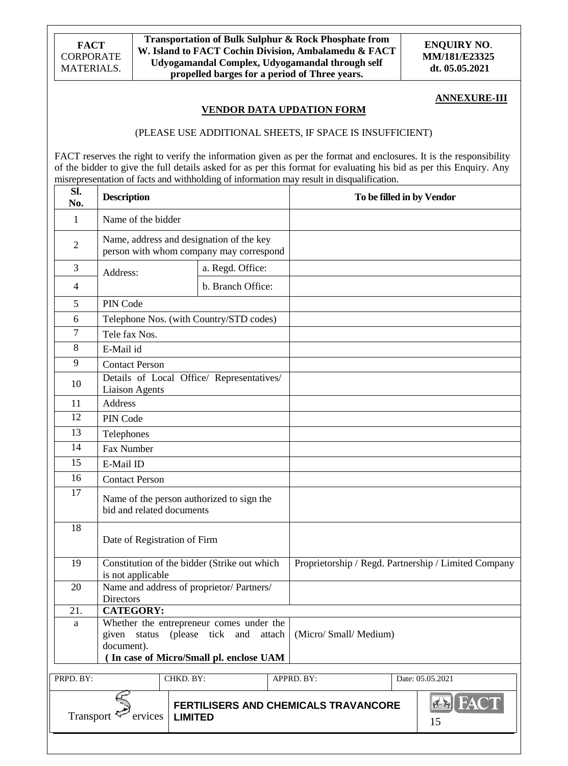**ANNEXURE-III**

## VENDOR DATA UPDATION FORM

(PLEASE USE ADDITIONAL SHEETS, IF SPACE IS INSUFFICIENT)

FACT reserves the right to verify the information given as per the format and enclosures. It is the responsibility of the bidder to give the full details asked for as per this format for evaluating his bid as per this Enquiry. Any misrepresentation of facts and withholding of information may result in disqualification.

| Sl. No. | Description | | To be filled in by Vendor |
|---|---|---|---|
| 1 | Name of the bidder | | |
| 2 | Name, address and designation of the key person with whom company may correspond | | |
| 3 | Address: | a. Regd. Office: | |
| 4 | | b. Branch Office: | |
| 5 | PIN Code | | |
| 6 | Telephone Nos. (with Country/STD codes) | | |
| 7 | Tele fax Nos. | | |
| 8 | E-Mail id | | |
| 9 | Contact Person | | |
| 10 | Details of Local Office/ Representatives/ Liaison Agents | | |
| 11 | Address | | |
| 12 | PIN Code | | |
| 13 | Telephones | | |
| 14 | Fax Number | | |
| 15 | E-Mail ID | | |
| 16 | Contact Person | | |
| 17 | Name of the person authorized to sign the bid and related documents | | |
| 18 | Date of Registration of Firm | | |
| 19 | Constitution of the bidder (Strike out which is not applicable | | Proprietorship / Regd. Partnership / Limited Company |
| 20 | Name and address of proprietor/ Partners/ Directors | | |
| 21. | **CATEGORY:** | | |
| a | Whether the entrepreneur comes under the given status (please tick and attach document). **( In case of Micro/Small pl. enclose UAM** | | (Micro/ Small/ Medium) |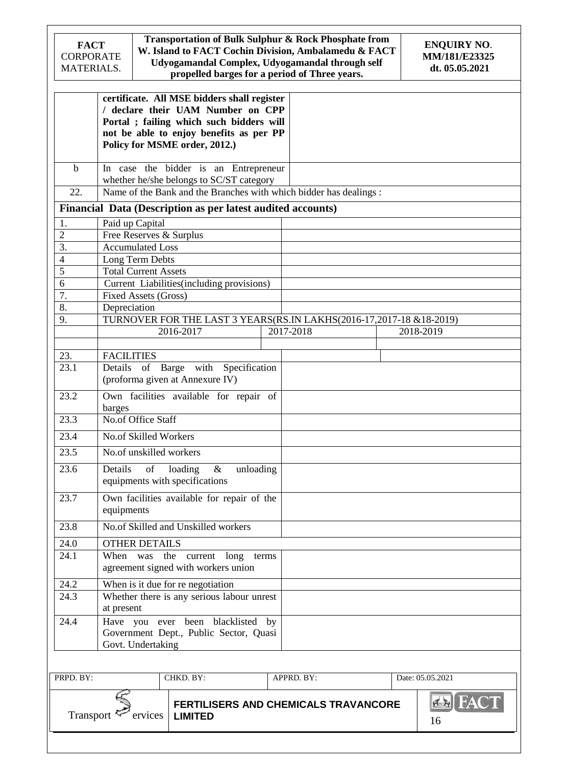| | | |
|---|---|---|
| | **certificate. All MSE bidders shall register / declare their UAM Number on CPP Portal ; failing which such bidders will not be able to enjoy benefits as per PP Policy for MSME order, 2012.)** | |
| b | In case the bidder is an Entrepreneur whether he/she belongs to SC/ST category | |
| 22. | Name of the Bank and the Branches with which bidder has dealings : | |

**Financial Data (Description as per latest audited accounts)**

| | | | | |
|---|---|---|---|---|
| 1. | Paid up Capital | | | |
| 2 | Free Reserves & Surplus | | | |
| 3. | Accumulated Loss | | | |
| 4 | Long Term Debts | | | |
| 5 | Total Current Assets | | | |
| 6 | Current Liabilities(including provisions) | | | |
| 7. | Fixed Assets (Gross) | | | |
| 8. | Depreciation | | | |
| 9. | TURNOVER FOR THE LAST 3 YEARS(RS.IN LAKHS(2016-17,2017-18 &18-2019) | | | |
| | 2016-2017 | 2017-2018 | 2018-2019 | |
| | | | | |

| | | |
|---|---|---|
| 23. | FACILITIES | |
| 23.1 | Details of Barge with Specification (proforma given at Annexure IV) | |
| 23.2 | Own facilities available for repair of barges | |
| 23.3 | No.of Office Staff | |
| 23.4 | No.of Skilled Workers | |
| 23.5 | No.of unskilled workers | |
| 23.6 | Details of loading & unloading equipments with specifications | |
| 23.7 | Own facilities available for repair of the equipments | |
| 23.8 | No.of Skilled and Unskilled workers | |
| 24.0 | OTHER DETAILS | |
| 24.1 | When was the current long terms agreement signed with workers union | |
| 24.2 | When is it due for re negotiation | |
| 24.3 | Whether there is any serious labour unrest at present | |
| 24.4 | Have you ever been blacklisted by Government Dept., Public Sector, Quasi Govt. Undertaking | |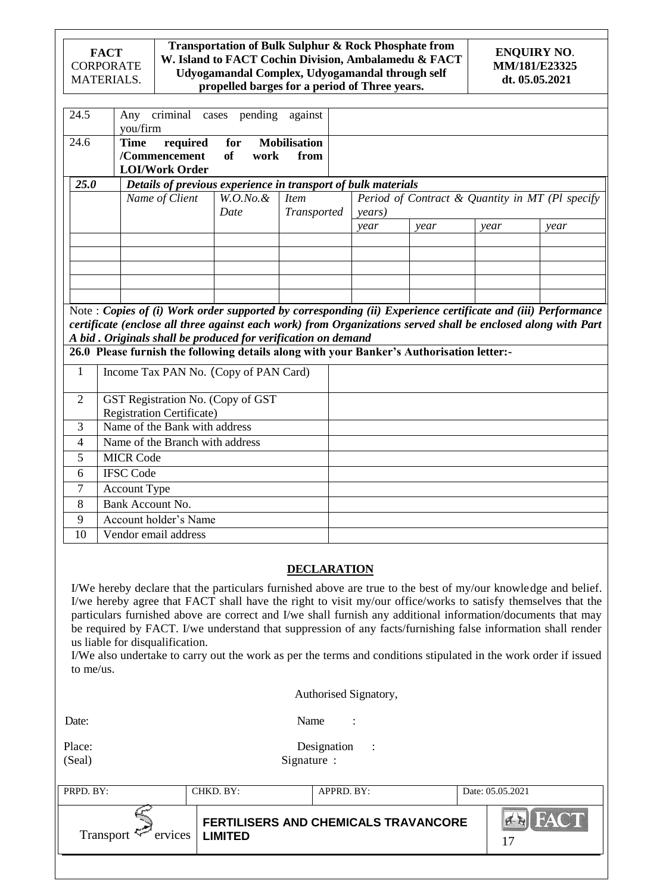| | | |
|---|---|---|
| 24.5 | Any criminal cases pending against you/firm | |
| 24.6 | **Time required for Mobilisation /Commencement of work from LOI/Work Order** | |

| ***25.0*** | ***Details of previous experience in transport of bulk materials*** | | | | | | |
|---|---|---|---|---|---|---|---|
| | *Name of Client* | *W.O.No.& Date* | *Item Transported* | *Period of Contract & Quantity in MT (Pl specify years)* | | | |
| | | | | *year* | *year* | *year* | *year* |
| | | | | | | | |
| | | | | | | | |
| | | | | | | | |
| | | | | | | | |
| | | | | | | | |

Note : ***Copies of (i) Work order supported by corresponding (ii) Experience certificate and (iii) Performance certificate (enclose all three against each work) from Organizations served shall be enclosed along with Part A bid . Originals shall be produced for verification on demand***

**26.0 Please furnish the following details along with your Banker's Authorisation letter:-**

| | | |
|---|---|---|
| 1 | Income Tax PAN No. (Copy of PAN Card) | |
| 2 | GST Registration No. (Copy of GST Registration Certificate) | |
| 3 | Name of the Bank with address | |
| 4 | Name of the Branch with address | |
| 5 | MICR Code | |
| 6 | IFSC Code | |
| 7 | Account Type | |
| 8 | Bank Account No. | |
| 9 | Account holder's Name | |
| 10 | Vendor email address | |

## DECLARATION

I/We hereby declare that the particulars furnished above are true to the best of my/our knowledge and belief. I/we hereby agree that FACT shall have the right to visit my/our office/works to satisfy themselves that the particulars furnished above are correct and I/we shall furnish any additional information/documents that may be required by FACT. I/we understand that suppression of any facts/furnishing false information shall render us liable for disqualification.

I/We also undertake to carry out the work as per the terms and conditions stipulated in the work order if issued to me/us.

Authorised Signatory,

Date: Name :

Place: Designation :

(Seal) Signature :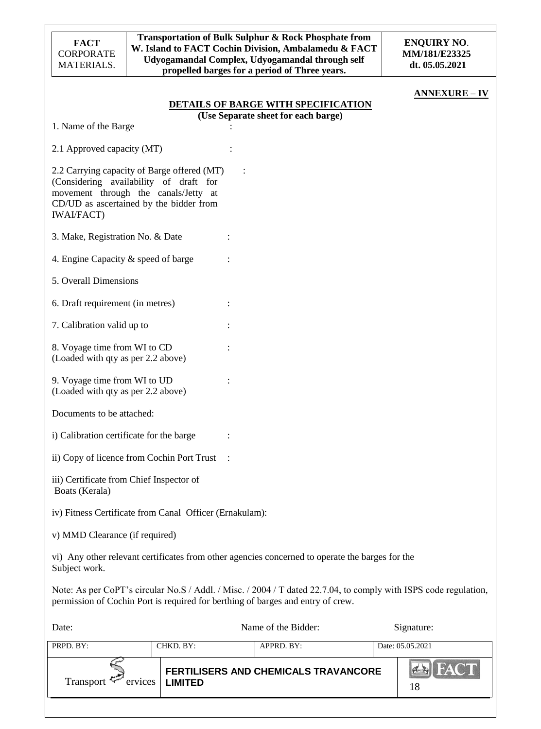**ANNEXURE – IV**

## DETAILS OF BARGE WITH SPECIFICATION

**(Use Separate sheet for each barge)**

1. Name of the Barge :

2.1 Approved capacity (MT) :

2.2 Carrying capacity of Barge offered (MT) (Considering availability of draft for movement through the canals/Jetty at CD/UD as ascertained by the bidder from IWAI/FACT) :

3. Make, Registration No. & Date :

4. Engine Capacity & speed of barge :

5. Overall Dimensions

6. Draft requirement (in metres) :

7. Calibration valid up to :

8. Voyage time from WI to CD (Loaded with qty as per 2.2 above) :

9. Voyage time from WI to UD (Loaded with qty as per 2.2 above) :

Documents to be attached:

i) Calibration certificate for the barge :

ii) Copy of licence from Cochin Port Trust :

iii) Certificate from Chief Inspector of Boats (Kerala)

iv) Fitness Certificate from Canal Officer (Ernakulam):

v) MMD Clearance (if required)

vi) Any other relevant certificates from other agencies concerned to operate the barges for the Subject work.

Note: As per CoPT's circular No.S / Addl. / Misc. / 2004 / T dated 22.7.04, to comply with ISPS code regulation, permission of Cochin Port is required for berthing of barges and entry of crew.

Date: Name of the Bidder: Signature: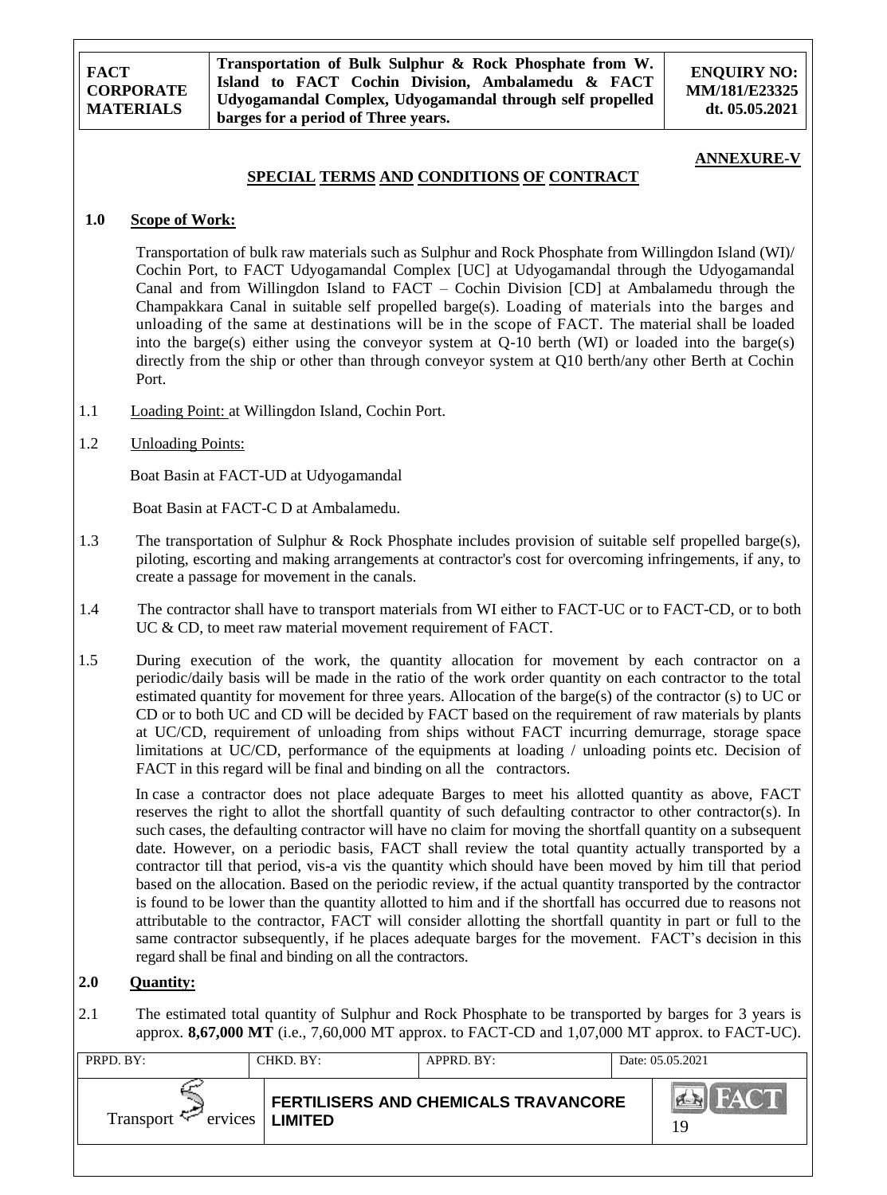## ANNEXURE-V

## SPECIAL TERMS AND CONDITIONS OF CONTRACT

**1.0 Scope of Work:**

Transportation of bulk raw materials such as Sulphur and Rock Phosphate from Willingdon Island (WI)/ Cochin Port, to FACT Udyogamandal Complex [UC] at Udyogamandal through the Udyogamandal Canal and from Willingdon Island to FACT – Cochin Division [CD] at Ambalamedu through the Champakkara Canal in suitable self propelled barge(s). Loading of materials into the barges and unloading of the same at destinations will be in the scope of FACT. The material shall be loaded into the barge(s) either using the conveyor system at Q-10 berth (WI) or loaded into the barge(s) directly from the ship or other than through conveyor system at Q10 berth/any other Berth at Cochin Port.

1.1 Loading Point: at Willingdon Island, Cochin Port.

1.2 Unloading Points:

Boat Basin at FACT-UD at Udyogamandal

Boat Basin at FACT-C D at Ambalamedu.

1.3 The transportation of Sulphur & Rock Phosphate includes provision of suitable self propelled barge(s), piloting, escorting and making arrangements at contractor's cost for overcoming infringements, if any, to create a passage for movement in the canals.

1.4 The contractor shall have to transport materials from WI either to FACT-UC or to FACT-CD, or to both UC & CD, to meet raw material movement requirement of FACT.

1.5 During execution of the work, the quantity allocation for movement by each contractor on a periodic/daily basis will be made in the ratio of the work order quantity on each contractor to the total estimated quantity for movement for three years. Allocation of the barge(s) of the contractor (s) to UC or CD or to both UC and CD will be decided by FACT based on the requirement of raw materials by plants at UC/CD, requirement of unloading from ships without FACT incurring demurrage, storage space limitations at UC/CD, performance of the equipments at loading / unloading points etc. Decision of FACT in this regard will be final and binding on all the contractors.

In case a contractor does not place adequate Barges to meet his allotted quantity as above, FACT reserves the right to allot the shortfall quantity of such defaulting contractor to other contractor(s). In such cases, the defaulting contractor will have no claim for moving the shortfall quantity on a subsequent date. However, on a periodic basis, FACT shall review the total quantity actually transported by a contractor till that period, vis-a vis the quantity which should have been moved by him till that period based on the allocation. Based on the periodic review, if the actual quantity transported by the contractor is found to be lower than the quantity allotted to him and if the shortfall has occurred due to reasons not attributable to the contractor, FACT will consider allotting the shortfall quantity in part or full to the same contractor subsequently, if he places adequate barges for the movement. FACT's decision in this regard shall be final and binding on all the contractors.

**2.0 Quantity:**

2.1 The estimated total quantity of Sulphur and Rock Phosphate to be transported by barges for 3 years is approx. **8,67,000 MT** (i.e., 7,60,000 MT approx. to FACT-CD and 1,07,000 MT approx. to FACT-UC).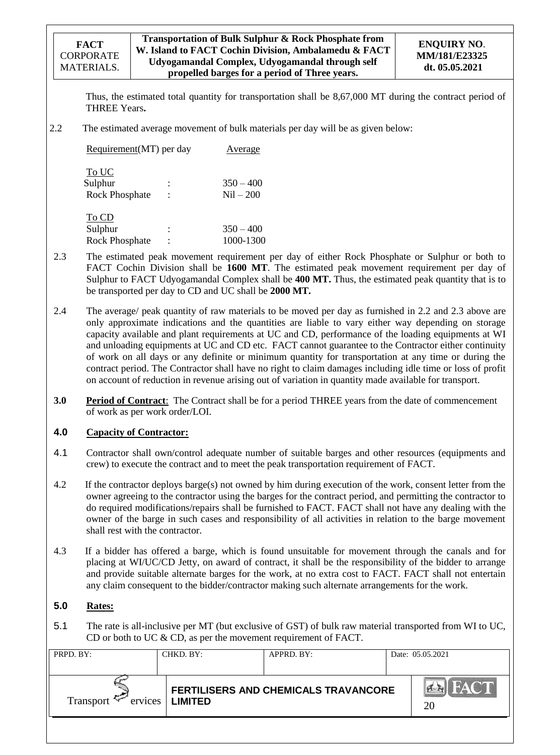Thus, the estimated total quantity for transportation shall be 8,67,000 MT during the contract period of THREE Years**.**

2.2 The estimated average movement of bulk materials per day will be as given below:

| Requirement(MT) per day | | Average |
|---|---|---|
| **To UC** | | |
| Sulphur | : | 350 – 400 |
| Rock Phosphate | : | Nil – 200 |
| **To CD** | | |
| Sulphur | : | 350 – 400 |
| Rock Phosphate | : | 1000-1300 |

2.3 The estimated peak movement requirement per day of either Rock Phosphate or Sulphur or both to FACT Cochin Division shall be **1600 MT**. The estimated peak movement requirement per day of Sulphur to FACT Udyogamandal Complex shall be **400 MT.** Thus, the estimated peak quantity that is to be transported per day to CD and UC shall be **2000 MT.**

2.4 The average/ peak quantity of raw materials to be moved per day as furnished in 2.2 and 2.3 above are only approximate indications and the quantities are liable to vary either way depending on storage capacity available and plant requirements at UC and CD, performance of the loading equipments at WI and unloading equipments at UC and CD etc. FACT cannot guarantee to the Contractor either continuity of work on all days or any definite or minimum quantity for transportation at any time or during the contract period. The Contractor shall have no right to claim damages including idle time or loss of profit on account of reduction in revenue arising out of variation in quantity made available for transport.

**3.0** **Period of Contract**: The Contract shall be for a period THREE years from the date of commencement of work as per work order/LOI.

## 4.0 Capacity of Contractor:

4.1 Contractor shall own/control adequate number of suitable barges and other resources (equipments and crew) to execute the contract and to meet the peak transportation requirement of FACT.

4.2 If the contractor deploys barge(s) not owned by him during execution of the work, consent letter from the owner agreeing to the contractor using the barges for the contract period, and permitting the contractor to do required modifications/repairs shall be furnished to FACT. FACT shall not have any dealing with the owner of the barge in such cases and responsibility of all activities in relation to the barge movement shall rest with the contractor.

4.3 If a bidder has offered a barge, which is found unsuitable for movement through the canals and for placing at WI/UC/CD Jetty, on award of contract, it shall be the responsibility of the bidder to arrange and provide suitable alternate barges for the work, at no extra cost to FACT. FACT shall not entertain any claim consequent to the bidder/contractor making such alternate arrangements for the work.

## 5.0 Rates:

5.1 The rate is all-inclusive per MT (but exclusive of GST) of bulk raw material transported from WI to UC, CD or both to UC & CD, as per the movement requirement of FACT.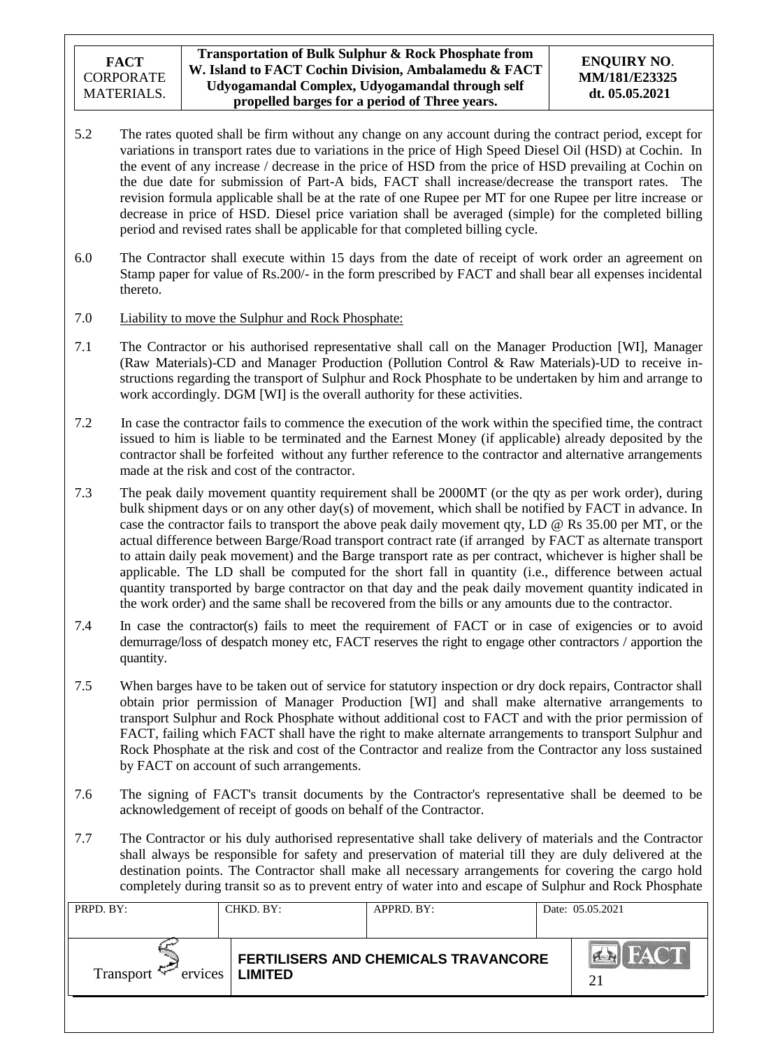5.2 The rates quoted shall be firm without any change on any account during the contract period, except for variations in transport rates due to variations in the price of High Speed Diesel Oil (HSD) at Cochin. In the event of any increase / decrease in the price of HSD from the price of HSD prevailing at Cochin on the due date for submission of Part-A bids, FACT shall increase/decrease the transport rates. The revision formula applicable shall be at the rate of one Rupee per MT for one Rupee per litre increase or decrease in price of HSD. Diesel price variation shall be averaged (simple) for the completed billing period and revised rates shall be applicable for that completed billing cycle.

6.0 The Contractor shall execute within 15 days from the date of receipt of work order an agreement on Stamp paper for value of Rs.200/- in the form prescribed by FACT and shall bear all expenses incidental thereto.

7.0 Liability to move the Sulphur and Rock Phosphate:

7.1 The Contractor or his authorised representative shall call on the Manager Production [WI], Manager (Raw Materials)-CD and Manager Production (Pollution Control & Raw Materials)-UD to receive instructions regarding the transport of Sulphur and Rock Phosphate to be undertaken by him and arrange to work accordingly. DGM [WI] is the overall authority for these activities.

7.2 In case the contractor fails to commence the execution of the work within the specified time, the contract issued to him is liable to be terminated and the Earnest Money (if applicable) already deposited by the contractor shall be forfeited without any further reference to the contractor and alternative arrangements made at the risk and cost of the contractor.

7.3 The peak daily movement quantity requirement shall be 2000MT (or the qty as per work order), during bulk shipment days or on any other day(s) of movement, which shall be notified by FACT in advance. In case the contractor fails to transport the above peak daily movement qty, LD @ Rs 35.00 per MT, or the actual difference between Barge/Road transport contract rate (if arranged by FACT as alternate transport to attain daily peak movement) and the Barge transport rate as per contract, whichever is higher shall be applicable. The LD shall be computed for the short fall in quantity (i.e., difference between actual quantity transported by barge contractor on that day and the peak daily movement quantity indicated in the work order) and the same shall be recovered from the bills or any amounts due to the contractor.

7.4 In case the contractor(s) fails to meet the requirement of FACT or in case of exigencies or to avoid demurrage/loss of despatch money etc, FACT reserves the right to engage other contractors / apportion the quantity.

7.5 When barges have to be taken out of service for statutory inspection or dry dock repairs, Contractor shall obtain prior permission of Manager Production [WI] and shall make alternative arrangements to transport Sulphur and Rock Phosphate without additional cost to FACT and with the prior permission of FACT, failing which FACT shall have the right to make alternate arrangements to transport Sulphur and Rock Phosphate at the risk and cost of the Contractor and realize from the Contractor any loss sustained by FACT on account of such arrangements.

7.6 The signing of FACT's transit documents by the Contractor's representative shall be deemed to be acknowledgement of receipt of goods on behalf of the Contractor.

7.7 The Contractor or his duly authorised representative shall take delivery of materials and the Contractor shall always be responsible for safety and preservation of material till they are duly delivered at the destination points. The Contractor shall make all necessary arrangements for covering the cargo hold completely during transit so as to prevent entry of water into and escape of Sulphur and Rock Phosphate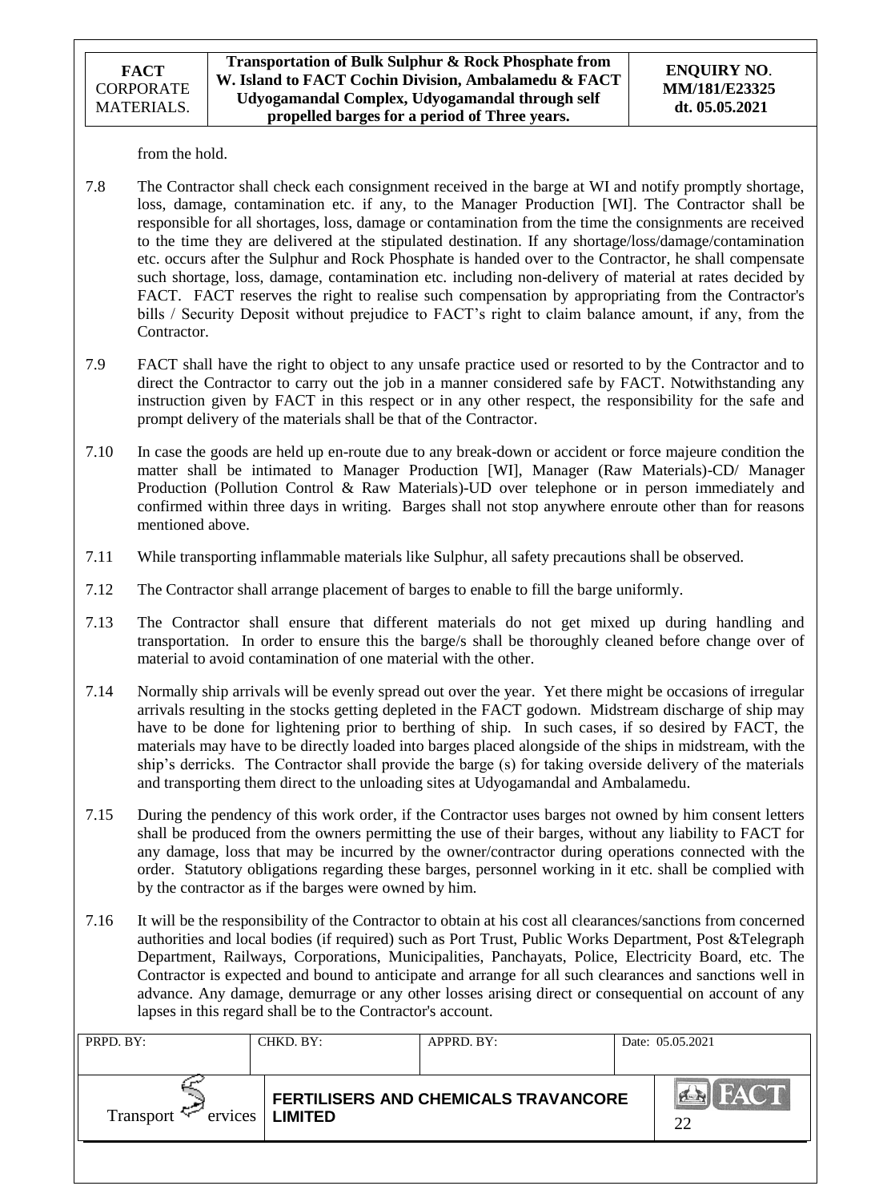from the hold.

7.8 The Contractor shall check each consignment received in the barge at WI and notify promptly shortage, loss, damage, contamination etc. if any, to the Manager Production [WI]. The Contractor shall be responsible for all shortages, loss, damage or contamination from the time the consignments are received to the time they are delivered at the stipulated destination. If any shortage/loss/damage/contamination etc. occurs after the Sulphur and Rock Phosphate is handed over to the Contractor, he shall compensate such shortage, loss, damage, contamination etc. including non-delivery of material at rates decided by FACT. FACT reserves the right to realise such compensation by appropriating from the Contractor's bills / Security Deposit without prejudice to FACT's right to claim balance amount, if any, from the Contractor.

7.9 FACT shall have the right to object to any unsafe practice used or resorted to by the Contractor and to direct the Contractor to carry out the job in a manner considered safe by FACT. Notwithstanding any instruction given by FACT in this respect or in any other respect, the responsibility for the safe and prompt delivery of the materials shall be that of the Contractor.

7.10 In case the goods are held up en-route due to any break-down or accident or force majeure condition the matter shall be intimated to Manager Production [WI], Manager (Raw Materials)-CD/ Manager Production (Pollution Control & Raw Materials)-UD over telephone or in person immediately and confirmed within three days in writing. Barges shall not stop anywhere enroute other than for reasons mentioned above.

7.11 While transporting inflammable materials like Sulphur, all safety precautions shall be observed.

7.12 The Contractor shall arrange placement of barges to enable to fill the barge uniformly.

7.13 The Contractor shall ensure that different materials do not get mixed up during handling and transportation. In order to ensure this the barge/s shall be thoroughly cleaned before change over of material to avoid contamination of one material with the other.

7.14 Normally ship arrivals will be evenly spread out over the year. Yet there might be occasions of irregular arrivals resulting in the stocks getting depleted in the FACT godown. Midstream discharge of ship may have to be done for lightening prior to berthing of ship. In such cases, if so desired by FACT, the materials may have to be directly loaded into barges placed alongside of the ships in midstream, with the ship's derricks. The Contractor shall provide the barge (s) for taking overside delivery of the materials and transporting them direct to the unloading sites at Udyogamandal and Ambalamedu.

7.15 During the pendency of this work order, if the Contractor uses barges not owned by him consent letters shall be produced from the owners permitting the use of their barges, without any liability to FACT for any damage, loss that may be incurred by the owner/contractor during operations connected with the order. Statutory obligations regarding these barges, personnel working in it etc. shall be complied with by the contractor as if the barges were owned by him.

7.16 It will be the responsibility of the Contractor to obtain at his cost all clearances/sanctions from concerned authorities and local bodies (if required) such as Port Trust, Public Works Department, Post &Telegraph Department, Railways, Corporations, Municipalities, Panchayats, Police, Electricity Board, etc. The Contractor is expected and bound to anticipate and arrange for all such clearances and sanctions well in advance. Any damage, demurrage or any other losses arising direct or consequential on account of any lapses in this regard shall be to the Contractor's account.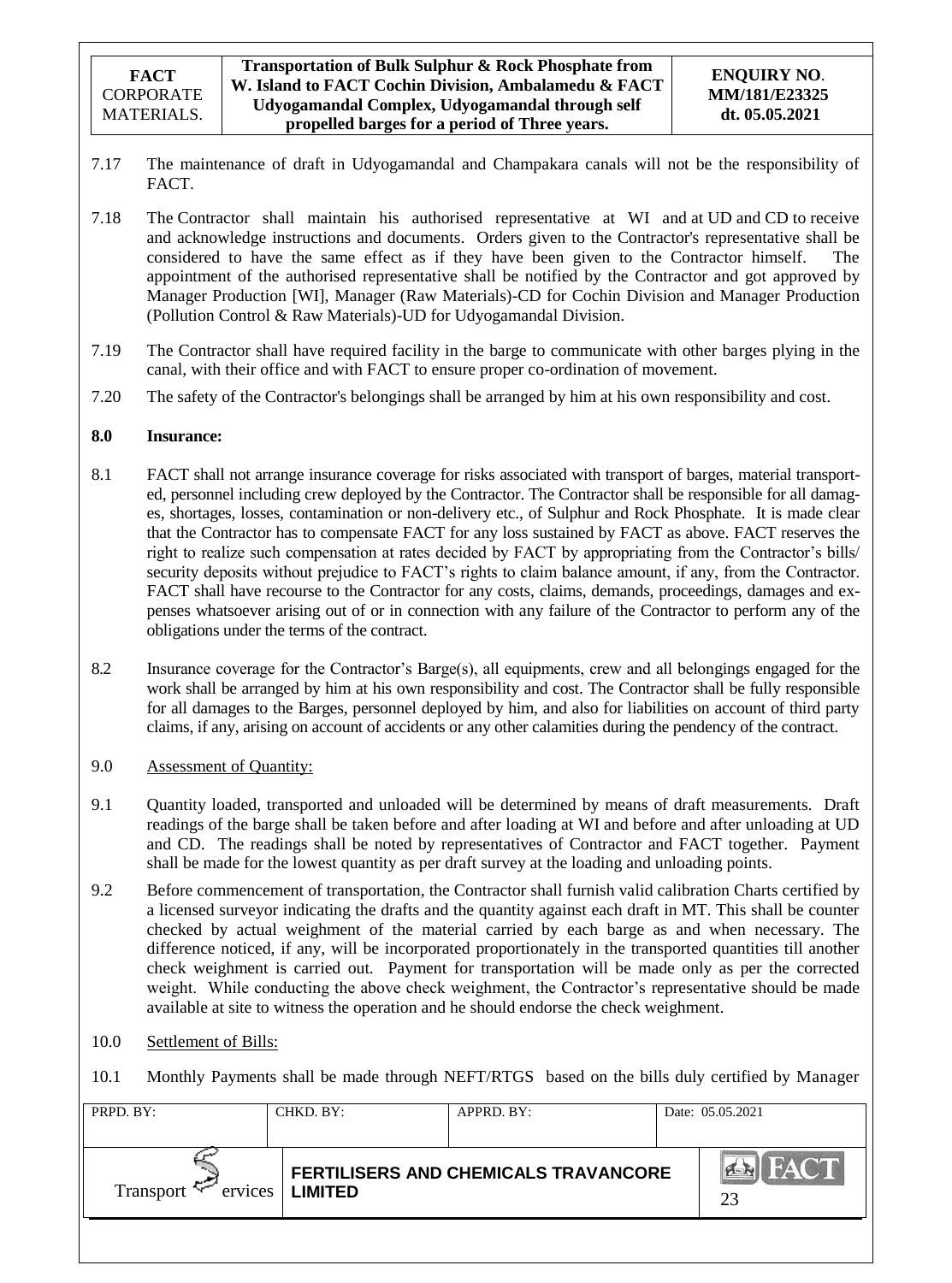7.17 The maintenance of draft in Udyogamandal and Champakara canals will not be the responsibility of FACT.

7.18 The Contractor shall maintain his authorised representative at WI and at UD and CD to receive and acknowledge instructions and documents. Orders given to the Contractor's representative shall be considered to have the same effect as if they have been given to the Contractor himself. The appointment of the authorised representative shall be notified by the Contractor and got approved by Manager Production [WI], Manager (Raw Materials)-CD for Cochin Division and Manager Production (Pollution Control & Raw Materials)-UD for Udyogamandal Division.

7.19 The Contractor shall have required facility in the barge to communicate with other barges plying in the canal, with their office and with FACT to ensure proper co-ordination of movement.

7.20 The safety of the Contractor's belongings shall be arranged by him at his own responsibility and cost.

## 8.0 Insurance:

8.1 FACT shall not arrange insurance coverage for risks associated with transport of barges, material transported, personnel including crew deployed by the Contractor. The Contractor shall be responsible for all damages, shortages, losses, contamination or non-delivery etc., of Sulphur and Rock Phosphate. It is made clear that the Contractor has to compensate FACT for any loss sustained by FACT as above. FACT reserves the right to realize such compensation at rates decided by FACT by appropriating from the Contractor's bills/ security deposits without prejudice to FACT's rights to claim balance amount, if any, from the Contractor. FACT shall have recourse to the Contractor for any costs, claims, demands, proceedings, damages and expenses whatsoever arising out of or in connection with any failure of the Contractor to perform any of the obligations under the terms of the contract.

8.2 Insurance coverage for the Contractor's Barge(s), all equipments, crew and all belongings engaged for the work shall be arranged by him at his own responsibility and cost. The Contractor shall be fully responsible for all damages to the Barges, personnel deployed by him, and also for liabilities on account of third party claims, if any, arising on account of accidents or any other calamities during the pendency of the contract.

## 9.0 Assessment of Quantity:

9.1 Quantity loaded, transported and unloaded will be determined by means of draft measurements. Draft readings of the barge shall be taken before and after loading at WI and before and after unloading at UD and CD. The readings shall be noted by representatives of Contractor and FACT together. Payment shall be made for the lowest quantity as per draft survey at the loading and unloading points.

9.2 Before commencement of transportation, the Contractor shall furnish valid calibration Charts certified by a licensed surveyor indicating the drafts and the quantity against each draft in MT. This shall be counter checked by actual weighment of the material carried by each barge as and when necessary. The difference noticed, if any, will be incorporated proportionately in the transported quantities till another check weighment is carried out. Payment for transportation will be made only as per the corrected weight. While conducting the above check weighment, the Contractor's representative should be made available at site to witness the operation and he should endorse the check weighment.

## 10.0 Settlement of Bills:

10.1 Monthly Payments shall be made through NEFT/RTGS based on the bills duly certified by Manager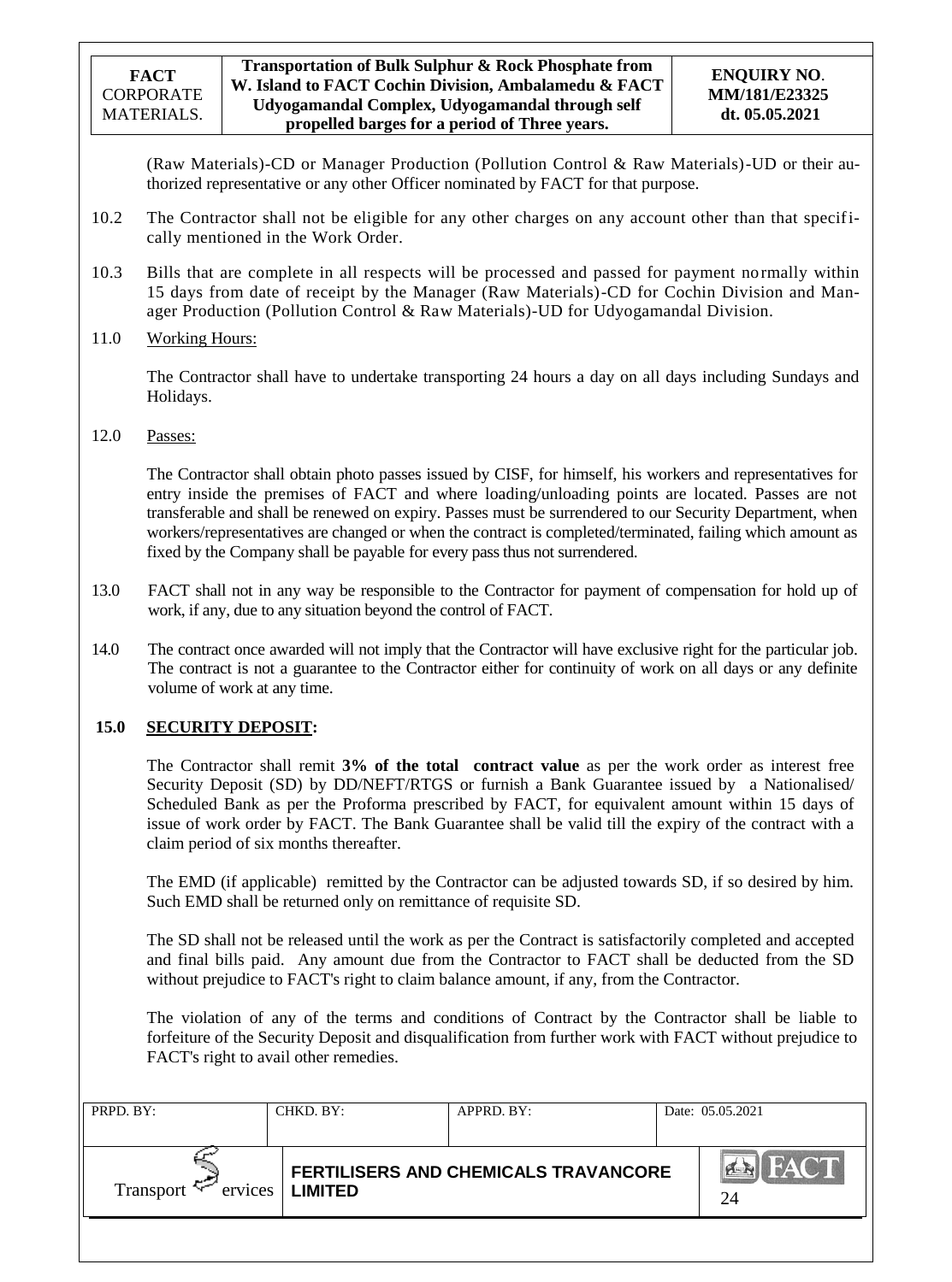(Raw Materials)-CD or Manager Production (Pollution Control & Raw Materials)-UD or their authorized representative or any other Officer nominated by FACT for that purpose.

10.2 The Contractor shall not be eligible for any other charges on any account other than that specifically mentioned in the Work Order.

10.3 Bills that are complete in all respects will be processed and passed for payment normally within 15 days from date of receipt by the Manager (Raw Materials)-CD for Cochin Division and Manager Production (Pollution Control & Raw Materials)-UD for Udyogamandal Division.

11.0 Working Hours:

The Contractor shall have to undertake transporting 24 hours a day on all days including Sundays and Holidays.

12.0 Passes:

The Contractor shall obtain photo passes issued by CISF, for himself, his workers and representatives for entry inside the premises of FACT and where loading/unloading points are located. Passes are not transferable and shall be renewed on expiry. Passes must be surrendered to our Security Department, when workers/representatives are changed or when the contract is completed/terminated, failing which amount as fixed by the Company shall be payable for every pass thus not surrendered.

13.0 FACT shall not in any way be responsible to the Contractor for payment of compensation for hold up of work, if any, due to any situation beyond the control of FACT.

14.0 The contract once awarded will not imply that the Contractor will have exclusive right for the particular job. The contract is not a guarantee to the Contractor either for continuity of work on all days or any definite volume of work at any time.

**15.0 SECURITY DEPOSIT:**

The Contractor shall remit **3% of the total contract value** as per the work order as interest free Security Deposit (SD) by DD/NEFT/RTGS or furnish a Bank Guarantee issued by a Nationalised/ Scheduled Bank as per the Proforma prescribed by FACT, for equivalent amount within 15 days of issue of work order by FACT. The Bank Guarantee shall be valid till the expiry of the contract with a claim period of six months thereafter.

The EMD (if applicable) remitted by the Contractor can be adjusted towards SD, if so desired by him. Such EMD shall be returned only on remittance of requisite SD.

The SD shall not be released until the work as per the Contract is satisfactorily completed and accepted and final bills paid. Any amount due from the Contractor to FACT shall be deducted from the SD without prejudice to FACT's right to claim balance amount, if any, from the Contractor.

The violation of any of the terms and conditions of Contract by the Contractor shall be liable to forfeiture of the Security Deposit and disqualification from further work with FACT without prejudice to FACT's right to avail other remedies.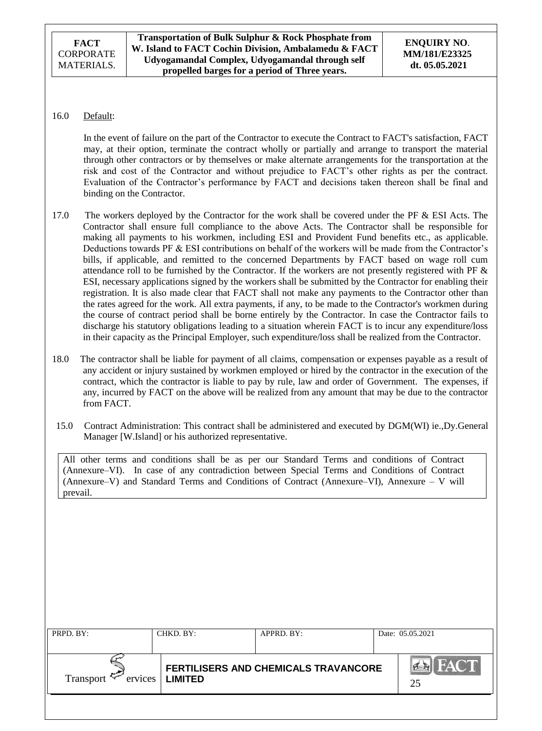16.0 Default:

In the event of failure on the part of the Contractor to execute the Contract to FACT's satisfaction, FACT may, at their option, terminate the contract wholly or partially and arrange to transport the material through other contractors or by themselves or make alternate arrangements for the transportation at the risk and cost of the Contractor and without prejudice to FACT's other rights as per the contract. Evaluation of the Contractor's performance by FACT and decisions taken thereon shall be final and binding on the Contractor.

17.0 The workers deployed by the Contractor for the work shall be covered under the PF & ESI Acts. The Contractor shall ensure full compliance to the above Acts. The Contractor shall be responsible for making all payments to his workmen, including ESI and Provident Fund benefits etc., as applicable. Deductions towards PF & ESI contributions on behalf of the workers will be made from the Contractor's bills, if applicable, and remitted to the concerned Departments by FACT based on wage roll cum attendance roll to be furnished by the Contractor. If the workers are not presently registered with PF & ESI, necessary applications signed by the workers shall be submitted by the Contractor for enabling their registration. It is also made clear that FACT shall not make any payments to the Contractor other than the rates agreed for the work. All extra payments, if any, to be made to the Contractor's workmen during the course of contract period shall be borne entirely by the Contractor. In case the Contractor fails to discharge his statutory obligations leading to a situation wherein FACT is to incur any expenditure/loss in their capacity as the Principal Employer, such expenditure/loss shall be realized from the Contractor.

18.0 The contractor shall be liable for payment of all claims, compensation or expenses payable as a result of any accident or injury sustained by workmen employed or hired by the contractor in the execution of the contract, which the contractor is liable to pay by rule, law and order of Government. The expenses, if any, incurred by FACT on the above will be realized from any amount that may be due to the contractor from FACT.

15.0 Contract Administration: This contract shall be administered and executed by DGM(WI) ie.,Dy.General Manager [W.Island] or his authorized representative.

All other terms and conditions shall be as per our Standard Terms and conditions of Contract (Annexure–VI). In case of any contradiction between Special Terms and Conditions of Contract (Annexure–V) and Standard Terms and Conditions of Contract (Annexure–VI), Annexure – V will prevail.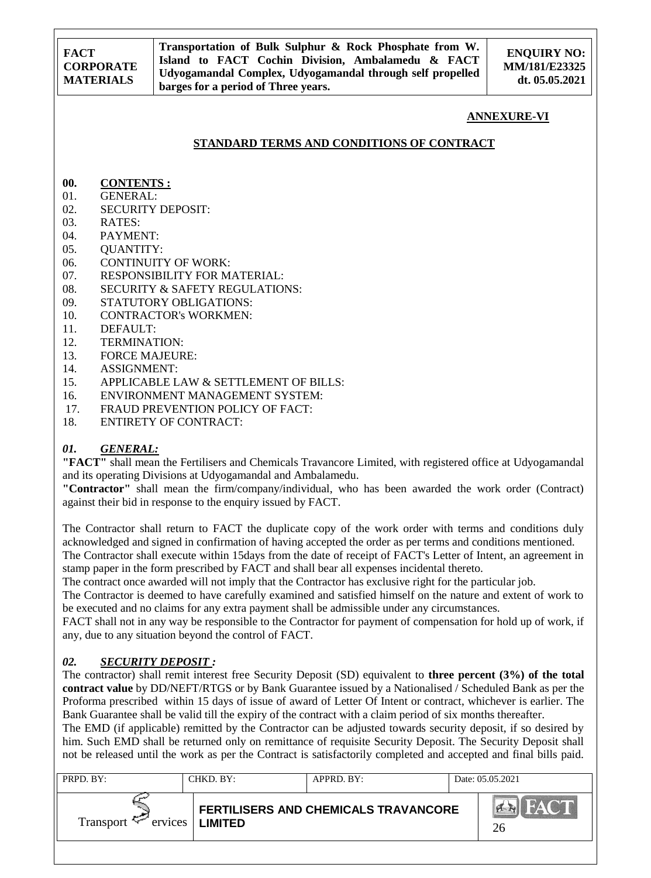## ANNEXURE-VI

## STANDARD TERMS AND CONDITIONS OF CONTRACT

**00. CONTENTS :**

01. GENERAL:
02. SECURITY DEPOSIT:
03. RATES:
04. PAYMENT:
05. QUANTITY:
06. CONTINUITY OF WORK:
07. RESPONSIBILITY FOR MATERIAL:
08. SECURITY & SAFETY REGULATIONS:
09. STATUTORY OBLIGATIONS:
10. CONTRACTOR's WORKMEN:
11. DEFAULT:
12. TERMINATION:
13. FORCE MAJEURE:
14. ASSIGNMENT:
15. APPLICABLE LAW & SETTLEMENT OF BILLS:
16. ENVIRONMENT MANAGEMENT SYSTEM:
17. FRAUD PREVENTION POLICY OF FACT:
18. ENTIRETY OF CONTRACT:

### *01. GENERAL:*

**"FACT"** shall mean the Fertilisers and Chemicals Travancore Limited, with registered office at Udyogamandal and its operating Divisions at Udyogamandal and Ambalamedu.

**"Contractor"** shall mean the firm/company/individual, who has been awarded the work order (Contract) against their bid in response to the enquiry issued by FACT.

The Contractor shall return to FACT the duplicate copy of the work order with terms and conditions duly acknowledged and signed in confirmation of having accepted the order as per terms and conditions mentioned.

The Contractor shall execute within 15days from the date of receipt of FACT's Letter of Intent, an agreement in stamp paper in the form prescribed by FACT and shall bear all expenses incidental thereto.

The contract once awarded will not imply that the Contractor has exclusive right for the particular job.

The Contractor is deemed to have carefully examined and satisfied himself on the nature and extent of work to be executed and no claims for any extra payment shall be admissible under any circumstances.

FACT shall not in any way be responsible to the Contractor for payment of compensation for hold up of work, if any, due to any situation beyond the control of FACT.

### *02. SECURITY DEPOSIT :*

The contractor) shall remit interest free Security Deposit (SD) equivalent to **three percent (3%) of the total contract value** by DD/NEFT/RTGS or by Bank Guarantee issued by a Nationalised / Scheduled Bank as per the Proforma prescribed within 15 days of issue of award of Letter Of Intent or contract, whichever is earlier. The Bank Guarantee shall be valid till the expiry of the contract with a claim period of six months thereafter.

The EMD (if applicable) remitted by the Contractor can be adjusted towards security deposit, if so desired by him. Such EMD shall be returned only on remittance of requisite Security Deposit. The Security Deposit shall not be released until the work as per the Contract is satisfactorily completed and accepted and final bills paid.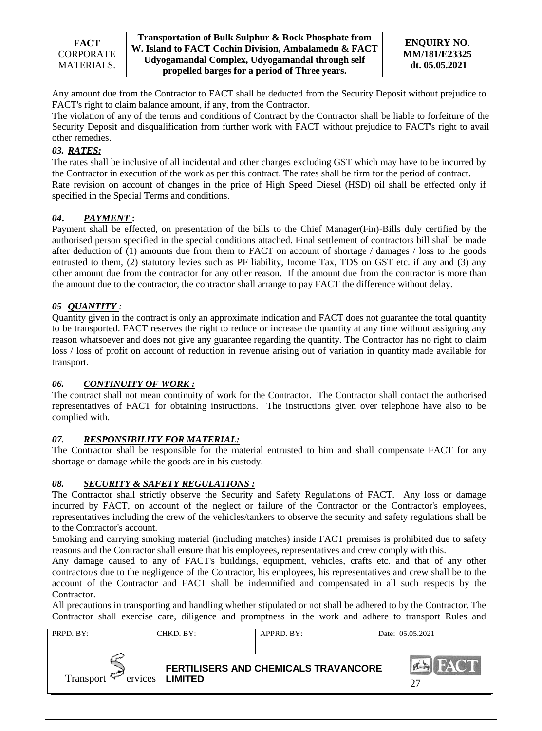Any amount due from the Contractor to FACT shall be deducted from the Security Deposit without prejudice to FACT's right to claim balance amount, if any, from the Contractor.

The violation of any of the terms and conditions of Contract by the Contractor shall be liable to forfeiture of the Security Deposit and disqualification from further work with FACT without prejudice to FACT's right to avail other remedies.

### *03. RATES:*

The rates shall be inclusive of all incidental and other charges excluding GST which may have to be incurred by the Contractor in execution of the work as per this contract. The rates shall be firm for the period of contract.

Rate revision on account of changes in the price of High Speed Diesel (HSD) oil shall be effected only if specified in the Special Terms and conditions.

### *04. PAYMENT :*

Payment shall be effected, on presentation of the bills to the Chief Manager(Fin)-Bills duly certified by the authorised person specified in the special conditions attached. Final settlement of contractors bill shall be made after deduction of (1) amounts due from them to FACT on account of shortage / damages / loss to the goods entrusted to them, (2) statutory levies such as PF liability, Income Tax, TDS on GST etc. if any and (3) any other amount due from the contractor for any other reason. If the amount due from the contractor is more than the amount due to the contractor, the contractor shall arrange to pay FACT the difference without delay.

### *05 QUANTITY :*

Quantity given in the contract is only an approximate indication and FACT does not guarantee the total quantity to be transported. FACT reserves the right to reduce or increase the quantity at any time without assigning any reason whatsoever and does not give any guarantee regarding the quantity. The Contractor has no right to claim loss / loss of profit on account of reduction in revenue arising out of variation in quantity made available for transport.

### *06. CONTINUITY OF WORK :*

The contract shall not mean continuity of work for the Contractor. The Contractor shall contact the authorised representatives of FACT for obtaining instructions. The instructions given over telephone have also to be complied with.

### *07. RESPONSIBILITY FOR MATERIAL:*

The Contractor shall be responsible for the material entrusted to him and shall compensate FACT for any shortage or damage while the goods are in his custody.

### *08. SECURITY & SAFETY REGULATIONS :*

The Contractor shall strictly observe the Security and Safety Regulations of FACT. Any loss or damage incurred by FACT, on account of the neglect or failure of the Contractor or the Contractor's employees, representatives including the crew of the vehicles/tankers to observe the security and safety regulations shall be to the Contractor's account.

Smoking and carrying smoking material (including matches) inside FACT premises is prohibited due to safety reasons and the Contractor shall ensure that his employees, representatives and crew comply with this.

Any damage caused to any of FACT's buildings, equipment, vehicles, crafts etc. and that of any other contractor/s due to the negligence of the Contractor, his employees, his representatives and crew shall be to the account of the Contractor and FACT shall be indemnified and compensated in all such respects by the Contractor.

All precautions in transporting and handling whether stipulated or not shall be adhered to by the Contractor. The Contractor shall exercise care, diligence and promptness in the work and adhere to transport Rules and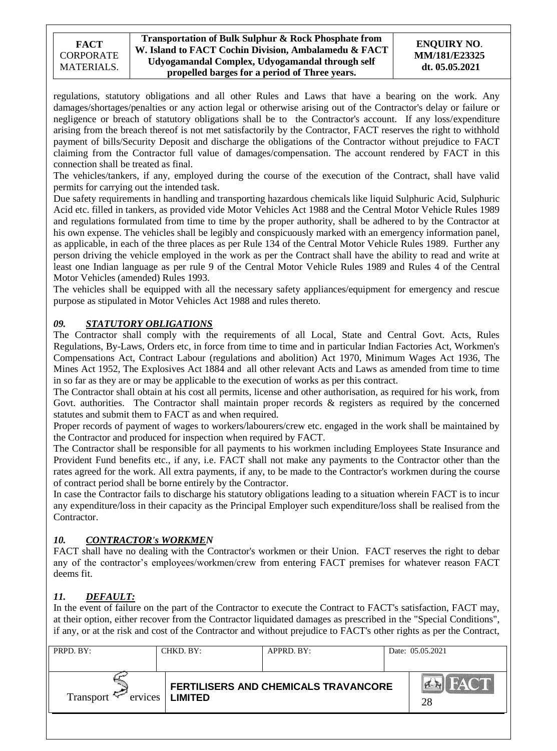regulations, statutory obligations and all other Rules and Laws that have a bearing on the work. Any damages/shortages/penalties or any action legal or otherwise arising out of the Contractor's delay or failure or negligence or breach of statutory obligations shall be to the Contractor's account. If any loss/expenditure arising from the breach thereof is not met satisfactorily by the Contractor, FACT reserves the right to withhold payment of bills/Security Deposit and discharge the obligations of the Contractor without prejudice to FACT claiming from the Contractor full value of damages/compensation. The account rendered by FACT in this connection shall be treated as final.

The vehicles/tankers, if any, employed during the course of the execution of the Contract, shall have valid permits for carrying out the intended task.

Due safety requirements in handling and transporting hazardous chemicals like liquid Sulphuric Acid, Sulphuric Acid etc. filled in tankers, as provided vide Motor Vehicles Act 1988 and the Central Motor Vehicle Rules 1989 and regulations formulated from time to time by the proper authority, shall be adhered to by the Contractor at his own expense. The vehicles shall be legibly and conspicuously marked with an emergency information panel, as applicable, in each of the three places as per Rule 134 of the Central Motor Vehicle Rules 1989. Further any person driving the vehicle employed in the work as per the Contract shall have the ability to read and write at least one Indian language as per rule 9 of the Central Motor Vehicle Rules 1989 and Rules 4 of the Central Motor Vehicles (amended) Rules 1993.

The vehicles shall be equipped with all the necessary safety appliances/equipment for emergency and rescue purpose as stipulated in Motor Vehicles Act 1988 and rules thereto.

## *09. STATUTORY OBLIGATIONS*

The Contractor shall comply with the requirements of all Local, State and Central Govt. Acts, Rules Regulations, By-Laws, Orders etc, in force from time to time and in particular Indian Factories Act, Workmen's Compensations Act, Contract Labour (regulations and abolition) Act 1970, Minimum Wages Act 1936, The Mines Act 1952, The Explosives Act 1884 and all other relevant Acts and Laws as amended from time to time in so far as they are or may be applicable to the execution of works as per this contract.

The Contractor shall obtain at his cost all permits, license and other authorisation, as required for his work, from Govt. authorities. The Contractor shall maintain proper records & registers as required by the concerned statutes and submit them to FACT as and when required.

Proper records of payment of wages to workers/labourers/crew etc. engaged in the work shall be maintained by the Contractor and produced for inspection when required by FACT.

The Contractor shall be responsible for all payments to his workmen including Employees State Insurance and Provident Fund benefits etc., if any, i.e. FACT shall not make any payments to the Contractor other than the rates agreed for the work. All extra payments, if any, to be made to the Contractor's workmen during the course of contract period shall be borne entirely by the Contractor.

In case the Contractor fails to discharge his statutory obligations leading to a situation wherein FACT is to incur any expenditure/loss in their capacity as the Principal Employer such expenditure/loss shall be realised from the Contractor.

## *10. CONTRACTOR's WORKMEN*

FACT shall have no dealing with the Contractor's workmen or their Union. FACT reserves the right to debar any of the contractor's employees/workmen/crew from entering FACT premises for whatever reason FACT deems fit.

## *11. DEFAULT:*

In the event of failure on the part of the Contractor to execute the Contract to FACT's satisfaction, FACT may, at their option, either recover from the Contractor liquidated damages as prescribed in the "Special Conditions", if any, or at the risk and cost of the Contractor and without prejudice to FACT's other rights as per the Contract,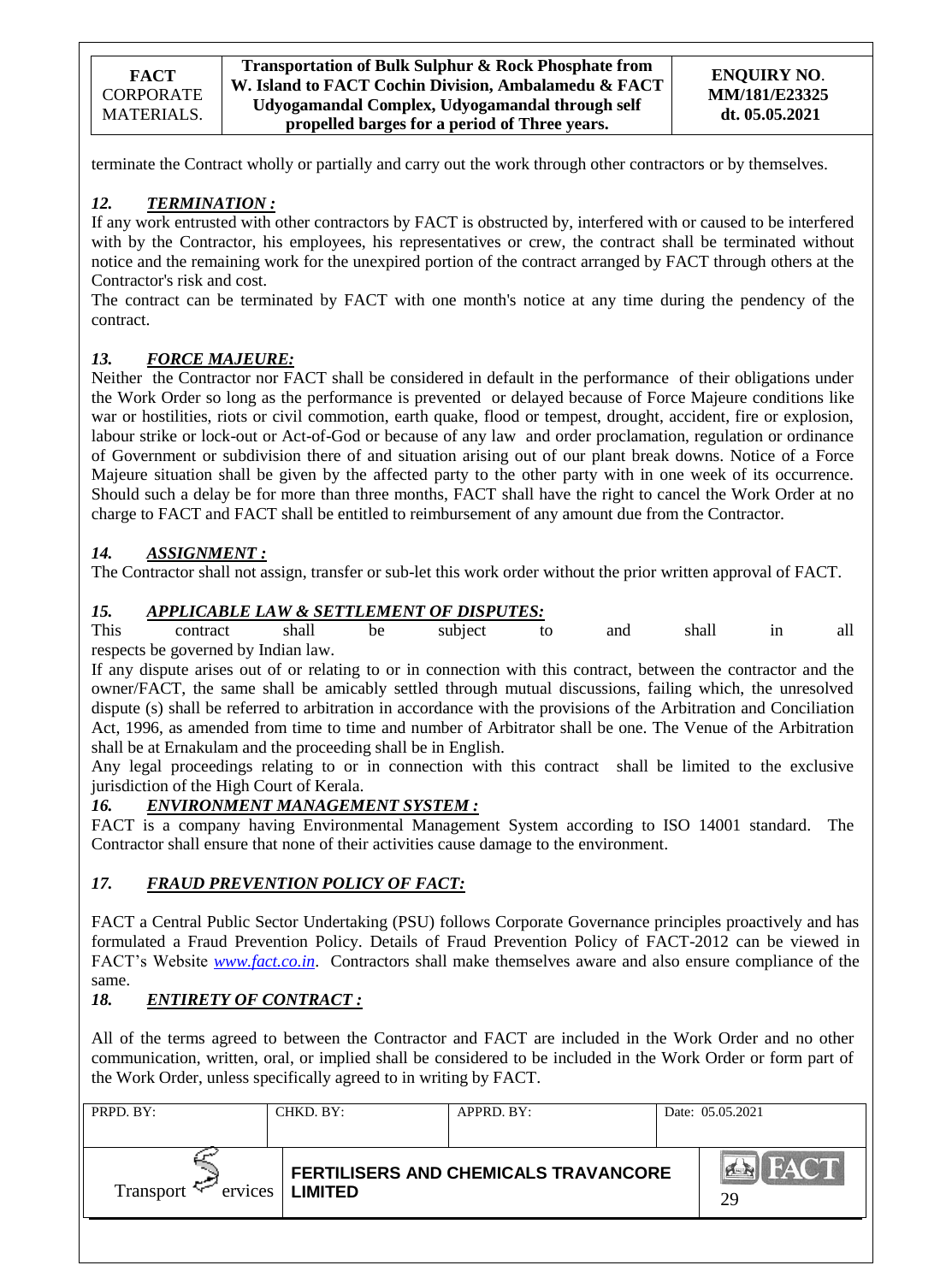terminate the Contract wholly or partially and carry out the work through other contractors or by themselves.

### *12. TERMINATION :*

If any work entrusted with other contractors by FACT is obstructed by, interfered with or caused to be interfered with by the Contractor, his employees, his representatives or crew, the contract shall be terminated without notice and the remaining work for the unexpired portion of the contract arranged by FACT through others at the Contractor's risk and cost.

The contract can be terminated by FACT with one month's notice at any time during the pendency of the contract.

### *13. FORCE MAJEURE:*

Neither the Contractor nor FACT shall be considered in default in the performance of their obligations under the Work Order so long as the performance is prevented or delayed because of Force Majeure conditions like war or hostilities, riots or civil commotion, earth quake, flood or tempest, drought, accident, fire or explosion, labour strike or lock-out or Act-of-God or because of any law and order proclamation, regulation or ordinance of Government or subdivision there of and situation arising out of our plant break downs. Notice of a Force Majeure situation shall be given by the affected party to the other party with in one week of its occurrence. Should such a delay be for more than three months, FACT shall have the right to cancel the Work Order at no charge to FACT and FACT shall be entitled to reimbursement of any amount due from the Contractor.

### *14. ASSIGNMENT :*

The Contractor shall not assign, transfer or sub-let this work order without the prior written approval of FACT.

### *15. APPLICABLE LAW & SETTLEMENT OF DISPUTES:*

This contract shall be subject to and shall in all respects be governed by Indian law.

If any dispute arises out of or relating to or in connection with this contract, between the contractor and the owner/FACT, the same shall be amicably settled through mutual discussions, failing which, the unresolved dispute (s) shall be referred to arbitration in accordance with the provisions of the Arbitration and Conciliation Act, 1996, as amended from time to time and number of Arbitrator shall be one. The Venue of the Arbitration shall be at Ernakulam and the proceeding shall be in English.

Any legal proceedings relating to or in connection with this contract shall be limited to the exclusive jurisdiction of the High Court of Kerala.

### *16. ENVIRONMENT MANAGEMENT SYSTEM :*

FACT is a company having Environmental Management System according to ISO 14001 standard. The Contractor shall ensure that none of their activities cause damage to the environment.

### *17. FRAUD PREVENTION POLICY OF FACT:*

FACT a Central Public Sector Undertaking (PSU) follows Corporate Governance principles proactively and has formulated a Fraud Prevention Policy. Details of Fraud Prevention Policy of FACT-2012 can be viewed in FACT's Website *www.fact.co.in*. Contractors shall make themselves aware and also ensure compliance of the same.

### *18. ENTIRETY OF CONTRACT :*

All of the terms agreed to between the Contractor and FACT are included in the Work Order and no other communication, written, oral, or implied shall be considered to be included in the Work Order or form part of the Work Order, unless specifically agreed to in writing by FACT.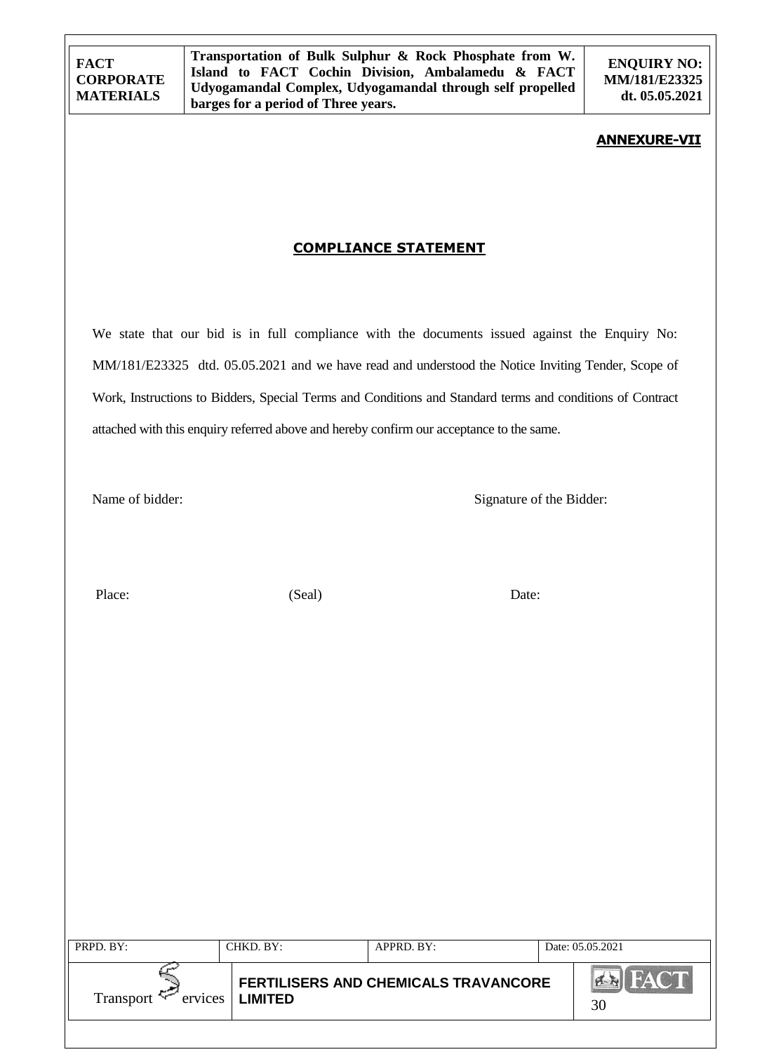**ANNEXURE-VII**

## COMPLIANCE STATEMENT

We state that our bid is in full compliance with the documents issued against the Enquiry No: MM/181/E23325 dtd. 05.05.2021 and we have read and understood the Notice Inviting Tender, Scope of Work, Instructions to Bidders, Special Terms and Conditions and Standard terms and conditions of Contract attached with this enquiry referred above and hereby confirm our acceptance to the same.

Name of bidder: Signature of the Bidder:

Place: (Seal) Date: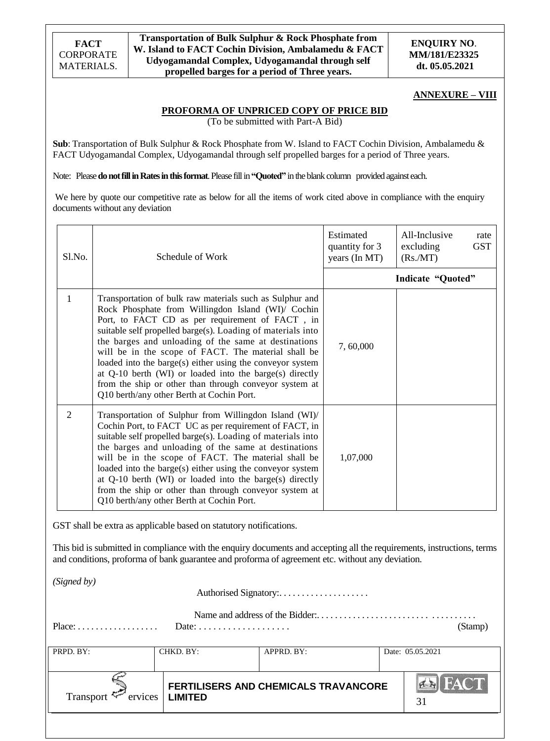**ANNEXURE – VIII**

**PROFORMA OF UNPRICED COPY OF PRICE BID**

(To be submitted with Part-A Bid)

**Sub**: Transportation of Bulk Sulphur & Rock Phosphate from W. Island to FACT Cochin Division, Ambalamedu & FACT Udyogamandal Complex, Udyogamandal through self propelled barges for a period of Three years.

Note: Please **do not fill in Rates in this format**. Please fill in **"Quoted"** in the blank column provided against each.

We here by quote our competitive rate as below for all the items of work cited above in compliance with the enquiry documents without any deviation

| Sl.No. | Schedule of Work | Estimated quantity for 3 years (In MT) | All-Inclusive rate excluding GST (Rs./MT) |
|---|---|---|---|
| | | | **Indicate "Quoted"** |
| 1 | Transportation of bulk raw materials such as Sulphur and Rock Phosphate from Willingdon Island (WI)/ Cochin Port, to FACT CD as per requirement of FACT , in suitable self propelled barge(s). Loading of materials into the barges and unloading of the same at destinations will be in the scope of FACT. The material shall be loaded into the barge(s) either using the conveyor system at Q-10 berth (WI) or loaded into the barge(s) directly from the ship or other than through conveyor system at Q10 berth/any other Berth at Cochin Port. | 7, 60,000 | |
| 2 | Transportation of Sulphur from Willingdon Island (WI)/ Cochin Port, to FACT UC as per requirement of FACT, in suitable self propelled barge(s). Loading of materials into the barges and unloading of the same at destinations will be in the scope of FACT. The material shall be loaded into the barge(s) either using the conveyor system at Q-10 berth (WI) or loaded into the barge(s) directly from the ship or other than through conveyor system at Q10 berth/any other Berth at Cochin Port. | 1,07,000 | |

GST shall be extra as applicable based on statutory notifications.

This bid is submitted in compliance with the enquiry documents and accepting all the requirements, instructions, terms and conditions, proforma of bank guarantee and proforma of agreement etc. without any deviation.

*(Signed by)*

Authorised Signatory:. . . . . . . . . . . . . . . . . . .

Name and address of the Bidder:. . . . . . . . . . . . . . . . . . . . . . . . . . . . . . . . . . . . . . . . . .

Place: . . . . . . . . . . . . . . . . . Date: . . . . . . . . . . . . . . . . . . . (Stamp)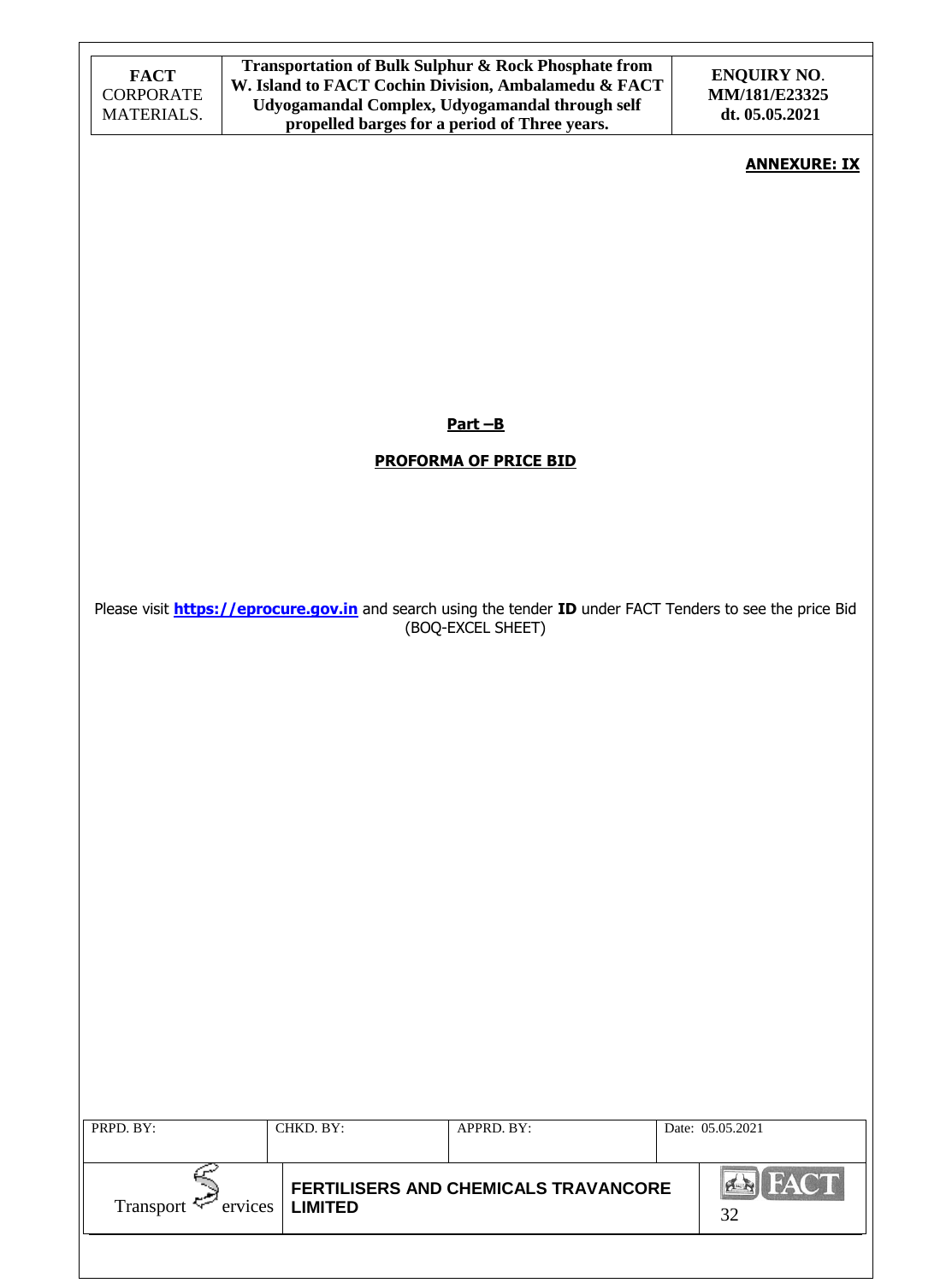**ANNEXURE: IX**

**Part –B**

**PROFORMA OF PRICE BID**

Please visit **[https://eprocure.gov.in](https://eprocure.gov.in)** and search using the tender **ID** under FACT Tenders to see the price Bid (BOQ-EXCEL SHEET)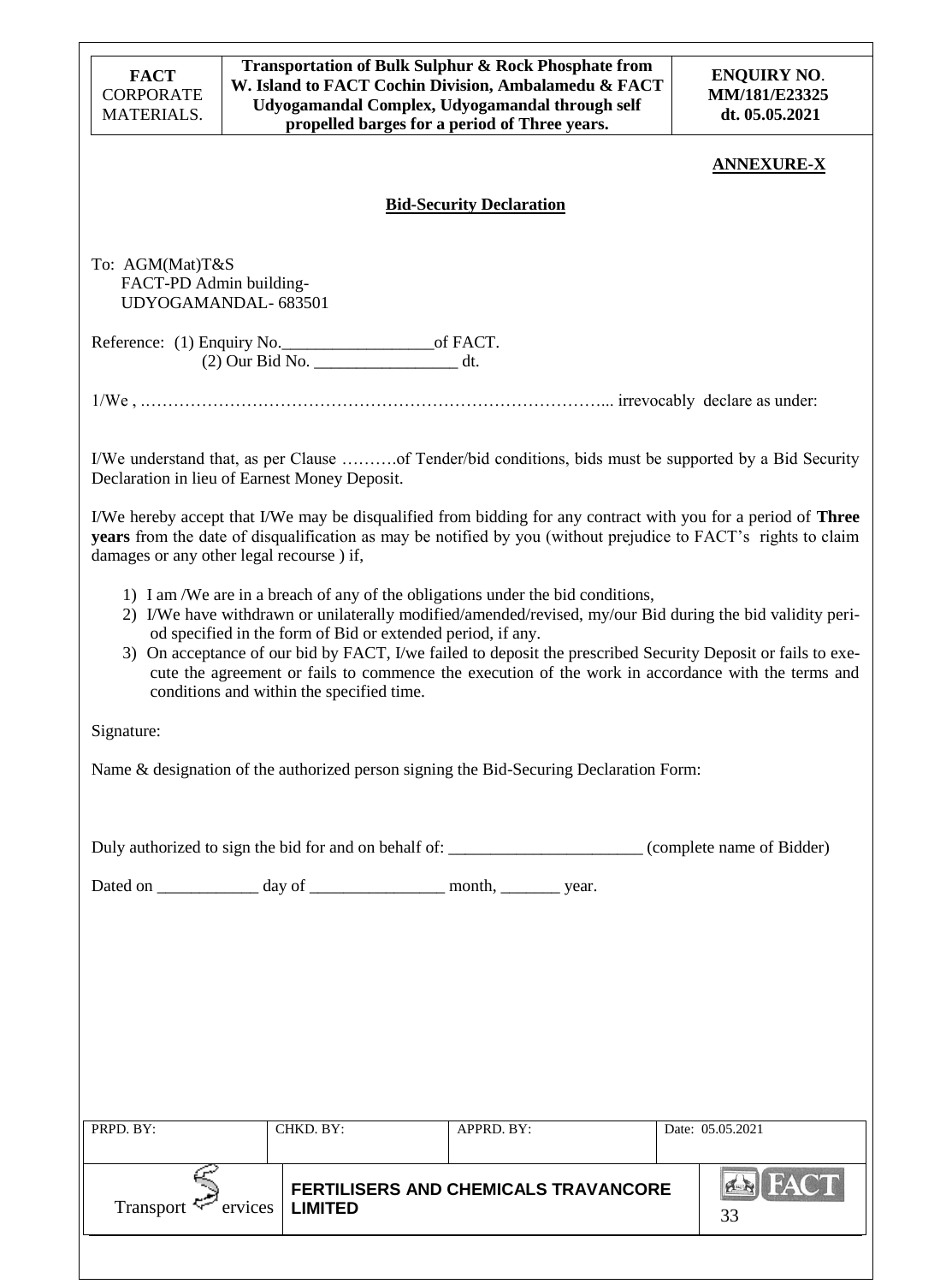**ANNEXURE-X**

**Bid-Security Declaration**

To: AGM(Mat)T&S
FACT-PD Admin building-
UDYOGAMANDAL- 683501

Reference: (1) Enquiry No.__________________of FACT.
(2) Our Bid No. _________________ dt.

1/We , ………………………………………………………………………... irrevocably declare as under:

I/We understand that, as per Clause ……….of Tender/bid conditions, bids must be supported by a Bid Security Declaration in lieu of Earnest Money Deposit.

I/We hereby accept that I/We may be disqualified from bidding for any contract with you for a period of **Three years** from the date of disqualification as may be notified by you (without prejudice to FACT's rights to claim damages or any other legal recourse ) if,

1) I am /We are in a breach of any of the obligations under the bid conditions,
2) I/We have withdrawn or unilaterally modified/amended/revised, my/our Bid during the bid validity period specified in the form of Bid or extended period, if any.
3) On acceptance of our bid by FACT, I/we failed to deposit the prescribed Security Deposit or fails to execute the agreement or fails to commence the execution of the work in accordance with the terms and conditions and within the specified time.

Signature:

Name & designation of the authorized person signing the Bid-Securing Declaration Form:

Duly authorized to sign the bid for and on behalf of: _______________________ (complete name of Bidder)

Dated on ____________ day of ________________ month, _______ year.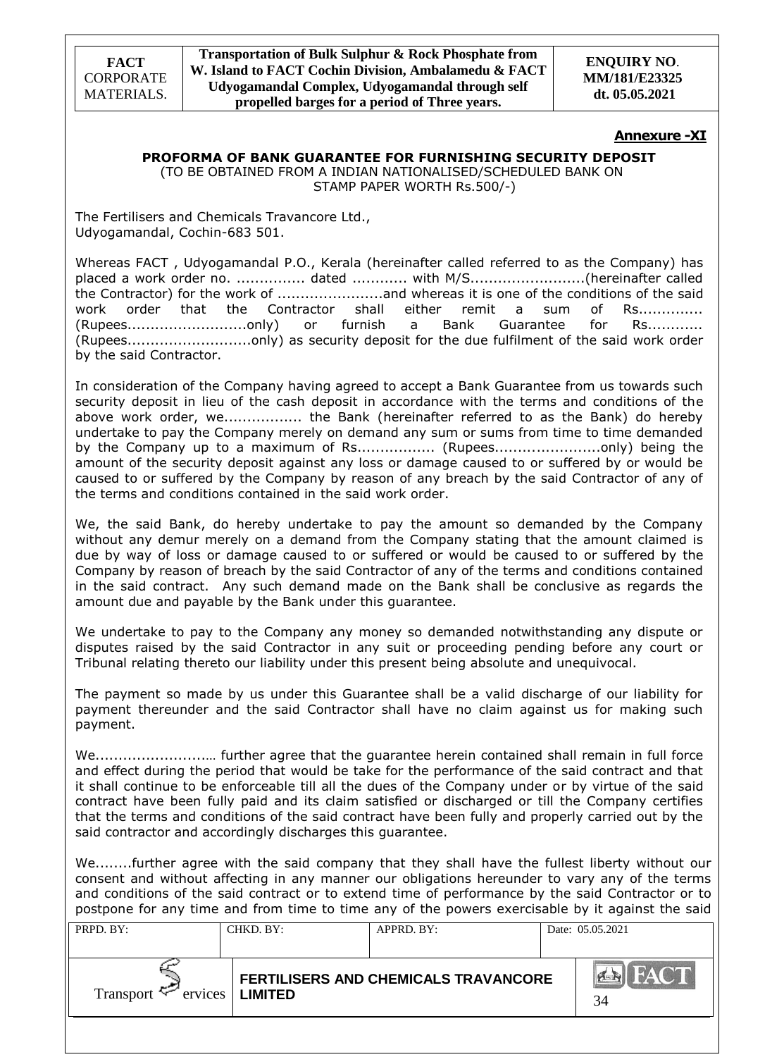**Annexure -XI**

## PROFORMA OF BANK GUARANTEE FOR FURNISHING SECURITY DEPOSIT

(TO BE OBTAINED FROM A INDIAN NATIONALISED/SCHEDULED BANK ON STAMP PAPER WORTH Rs.500/-)

The Fertilisers and Chemicals Travancore Ltd.,
Udyogamandal, Cochin-683 501.

Whereas FACT , Udyogamandal P.O., Kerala (hereinafter called referred to as the Company) has placed a work order no. ............... dated ............ with M/S.........................(hereinafter called the Contractor) for the work of .......................and whereas it is one of the conditions of the said work order that the Contractor shall either remit a sum of Rs............. (Rupees..........................only) or furnish a Bank Guarantee for Rs............ (Rupees...........................only) as security deposit for the due fulfilment of the said work order by the said Contractor.

In consideration of the Company having agreed to accept a Bank Guarantee from us towards such security deposit in lieu of the cash deposit in accordance with the terms and conditions of the above work order, we................. the Bank (hereinafter referred to as the Bank) do hereby undertake to pay the Company merely on demand any sum or sums from time to time demanded by the Company up to a maximum of Rs................. (Rupees.......................only) being the amount of the security deposit against any loss or damage caused to or suffered by or would be caused to or suffered by the Company by reason of any breach by the said Contractor of any of the terms and conditions contained in the said work order.

We, the said Bank, do hereby undertake to pay the amount so demanded by the Company without any demur merely on a demand from the Company stating that the amount claimed is due by way of loss or damage caused to or suffered or would be caused to or suffered by the Company by reason of breach by the said Contractor of any of the terms and conditions contained in the said contract. Any such demand made on the Bank shall be conclusive as regards the amount due and payable by the Bank under this guarantee.

We undertake to pay to the Company any money so demanded notwithstanding any dispute or disputes raised by the said Contractor in any suit or proceeding pending before any court or Tribunal relating thereto our liability under this present being absolute and unequivocal.

The payment so made by us under this Guarantee shall be a valid discharge of our liability for payment thereunder and the said Contractor shall have no claim against us for making such payment.

We........................… further agree that the guarantee herein contained shall remain in full force and effect during the period that would be take for the performance of the said contract and that it shall continue to be enforceable till all the dues of the Company under or by virtue of the said contract have been fully paid and its claim satisfied or discharged or till the Company certifies that the terms and conditions of the said contract have been fully and properly carried out by the said contractor and accordingly discharges this guarantee.

We........further agree with the said company that they shall have the fullest liberty without our consent and without affecting in any manner our obligations hereunder to vary any of the terms and conditions of the said contract or to extend time of performance by the said Contractor or to postpone for any time and from time to time any of the powers exercisable by it against the said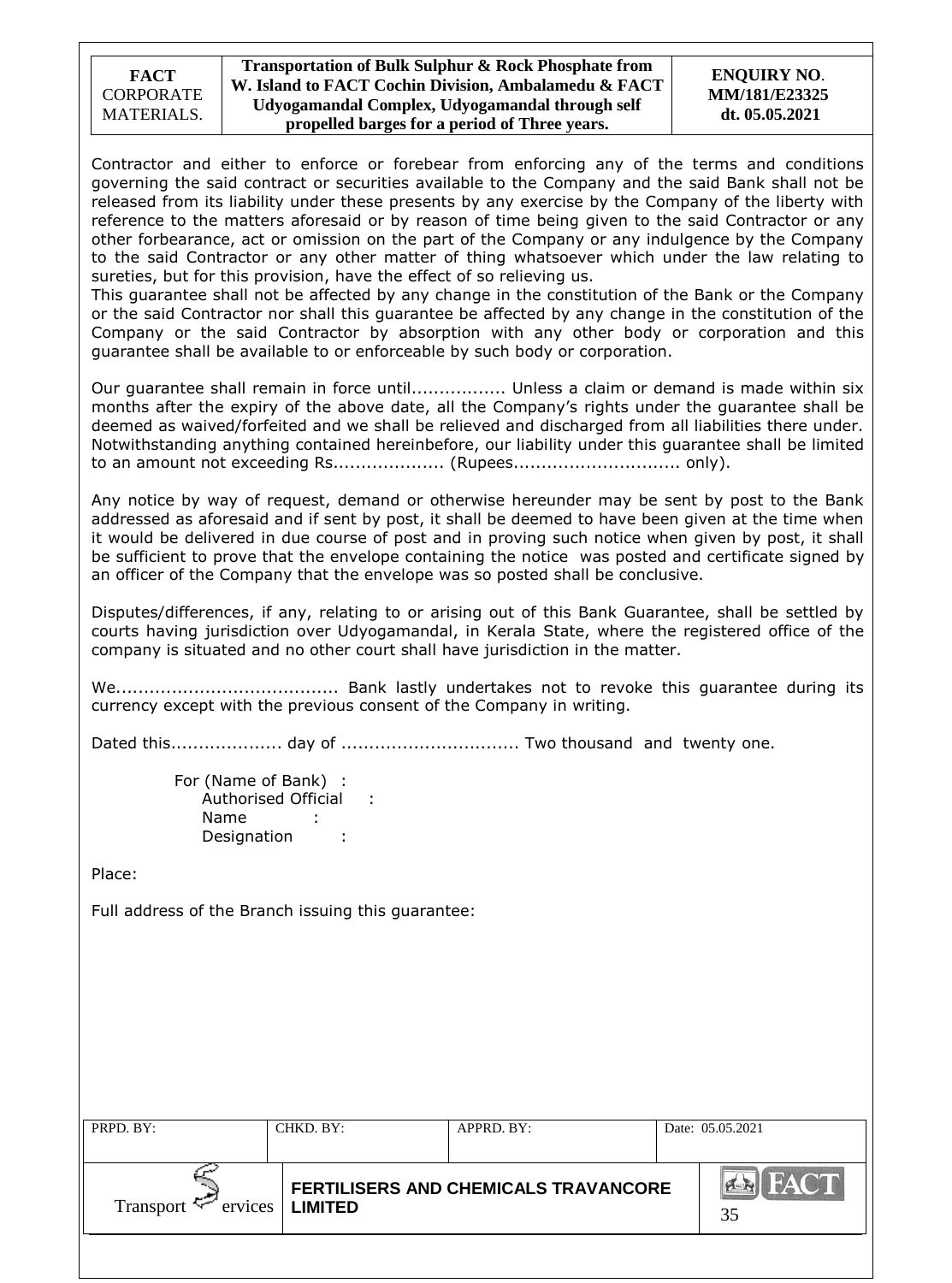Contractor and either to enforce or forebear from enforcing any of the terms and conditions governing the said contract or securities available to the Company and the said Bank shall not be released from its liability under these presents by any exercise by the Company of the liberty with reference to the matters aforesaid or by reason of time being given to the said Contractor or any other forbearance, act or omission on the part of the Company or any indulgence by the Company to the said Contractor or any other matter of thing whatsoever which under the law relating to sureties, but for this provision, have the effect of so relieving us.
This guarantee shall not be affected by any change in the constitution of the Bank or the Company or the said Contractor nor shall this guarantee be affected by any change in the constitution of the Company or the said Contractor by absorption with any other body or corporation and this guarantee shall be available to or enforceable by such body or corporation.

Our guarantee shall remain in force until................. Unless a claim or demand is made within six months after the expiry of the above date, all the Company's rights under the guarantee shall be deemed as waived/forfeited and we shall be relieved and discharged from all liabilities there under. Notwithstanding anything contained hereinbefore, our liability under this guarantee shall be limited to an amount not exceeding Rs.................... (Rupees.............................. only).

Any notice by way of request, demand or otherwise hereunder may be sent by post to the Bank addressed as aforesaid and if sent by post, it shall be deemed to have been given at the time when it would be delivered in due course of post and in proving such notice when given by post, it shall be sufficient to prove that the envelope containing the notice was posted and certificate signed by an officer of the Company that the envelope was so posted shall be conclusive.

Disputes/differences, if any, relating to or arising out of this Bank Guarantee, shall be settled by courts having jurisdiction over Udyogamandal, in Kerala State, where the registered office of the company is situated and no other court shall have jurisdiction in the matter.

We........................................ Bank lastly undertakes not to revoke this guarantee during its currency except with the previous consent of the Company in writing.

Dated this.................... day of ................................ Two thousand and twenty one.

For (Name of Bank) :
Authorised Official :
Name :
Designation :

Place:

Full address of the Branch issuing this guarantee: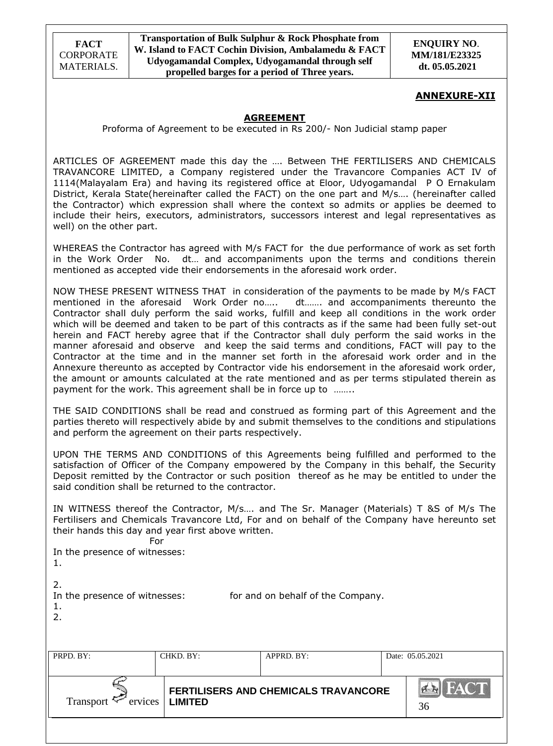## ANNEXURE-XII

### AGREEMENT

Proforma of Agreement to be executed in Rs 200/- Non Judicial stamp paper

ARTICLES OF AGREEMENT made this day the …. Between THE FERTILISERS AND CHEMICALS TRAVANCORE LIMITED, a Company registered under the Travancore Companies ACT IV of 1114(Malayalam Era) and having its registered office at Eloor, Udyogamandal P O Ernakulam District, Kerala State(hereinafter called the FACT) on the one part and M/s…. (hereinafter called the Contractor) which expression shall where the context so admits or applies be deemed to include their heirs, executors, administrators, successors interest and legal representatives as well) on the other part.

WHEREAS the Contractor has agreed with M/s FACT for the due performance of work as set forth in the Work Order No. dt… and accompaniments upon the terms and conditions therein mentioned as accepted vide their endorsements in the aforesaid work order.

NOW THESE PRESENT WITNESS THAT in consideration of the payments to be made by M/s FACT mentioned in the aforesaid Work Order no….. dt……. and accompaniments thereunto the Contractor shall duly perform the said works, fulfill and keep all conditions in the work order which will be deemed and taken to be part of this contracts as if the same had been fully set-out herein and FACT hereby agree that if the Contractor shall duly perform the said works in the manner aforesaid and observe and keep the said terms and conditions, FACT will pay to the Contractor at the time and in the manner set forth in the aforesaid work order and in the Annexure thereunto as accepted by Contractor vide his endorsement in the aforesaid work order, the amount or amounts calculated at the rate mentioned and as per terms stipulated therein as payment for the work. This agreement shall be in force up to ……..

THE SAID CONDITIONS shall be read and construed as forming part of this Agreement and the parties thereto will respectively abide by and submit themselves to the conditions and stipulations and perform the agreement on their parts respectively.

UPON THE TERMS AND CONDITIONS of this Agreements being fulfilled and performed to the satisfaction of Officer of the Company empowered by the Company in this behalf, the Security Deposit remitted by the Contractor or such position thereof as he may be entitled to under the said condition shall be returned to the contractor.

IN WITNESS thereof the Contractor, M/s…. and The Sr. Manager (Materials) T &S of M/s The Fertilisers and Chemicals Travancore Ltd, For and on behalf of the Company have hereunto set their hands this day and year first above written.

For

In the presence of witnesses:

1.

2.

In the presence of witnesses: for and on behalf of the Company.

1.

2.

| PRPD. BY: | CHKD. BY: | APPRD. BY: | Date: 05.05.2021 |
|---|---|---|---|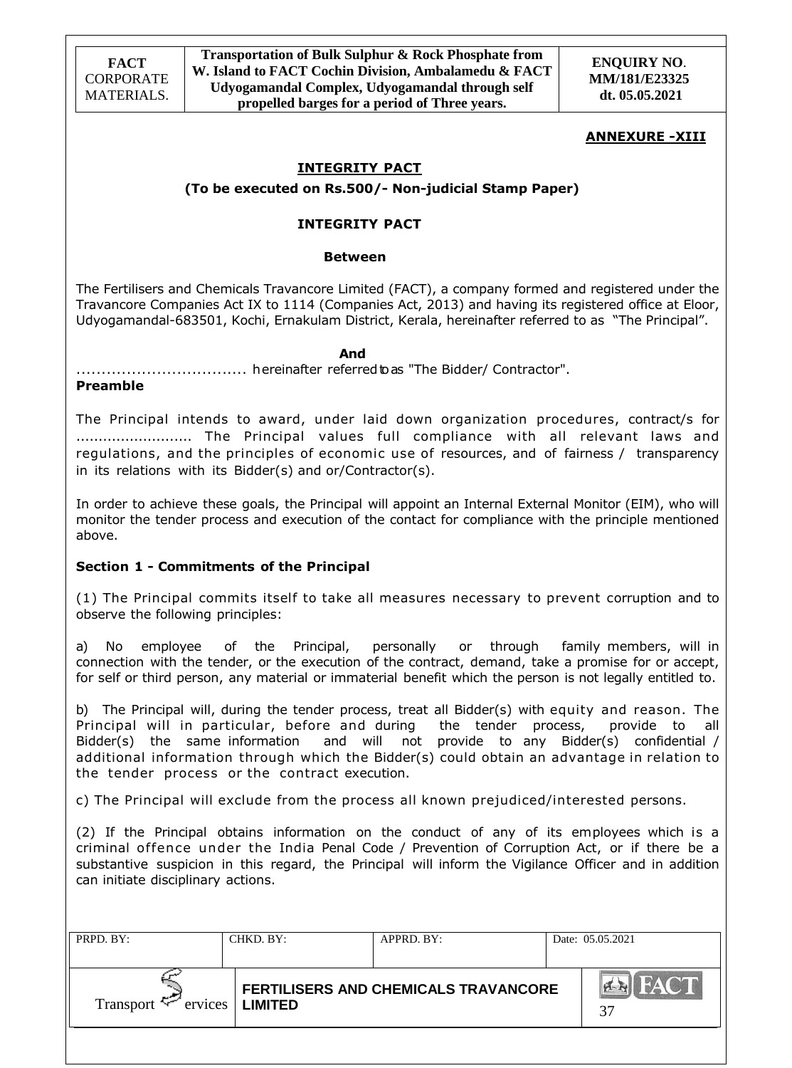**ANNEXURE -XIII**

## INTEGRITY PACT

**(To be executed on Rs.500/- Non-judicial Stamp Paper)**

### INTEGRITY PACT

**Between**

The Fertilisers and Chemicals Travancore Limited (FACT), a company formed and registered under the Travancore Companies Act IX to 1114 (Companies Act, 2013) and having its registered office at Eloor, Udyogamandal-683501, Kochi, Ernakulam District, Kerala, hereinafter referred to as "The Principal".

**And**

.................................. hereinafter referred to as "The Bidder/ Contractor".

**Preamble**

The Principal intends to award, under laid down organization procedures, contract/s for .......................... The Principal values full compliance with all relevant laws and regulations, and the principles of economic use of resources, and of fairness / transparency in its relations with its Bidder(s) and or/Contractor(s).

In order to achieve these goals, the Principal will appoint an Internal External Monitor (EIM), who will monitor the tender process and execution of the contact for compliance with the principle mentioned above.

**Section 1 - Commitments of the Principal**

(1) The Principal commits itself to take all measures necessary to prevent corruption and to observe the following principles:

a) No employee of the Principal, personally or through family members, will in connection with the tender, or the execution of the contract, demand, take a promise for or accept, for self or third person, any material or immaterial benefit which the person is not legally entitled to.

b) The Principal will, during the tender process, treat all Bidder(s) with equity and reason. The Principal will in particular, before and during the tender process, provide to all Bidder(s) the same information and will not provide to any Bidder(s) confidential / additional information through which the Bidder(s) could obtain an advantage in relation to the tender process or the contract execution.

c) The Principal will exclude from the process all known prejudiced/interested persons.

(2) If the Principal obtains information on the conduct of any of its employees which is a criminal offence under the India Penal Code / Prevention of Corruption Act, or if there be a substantive suspicion in this regard, the Principal will inform the Vigilance Officer and in addition can initiate disciplinary actions.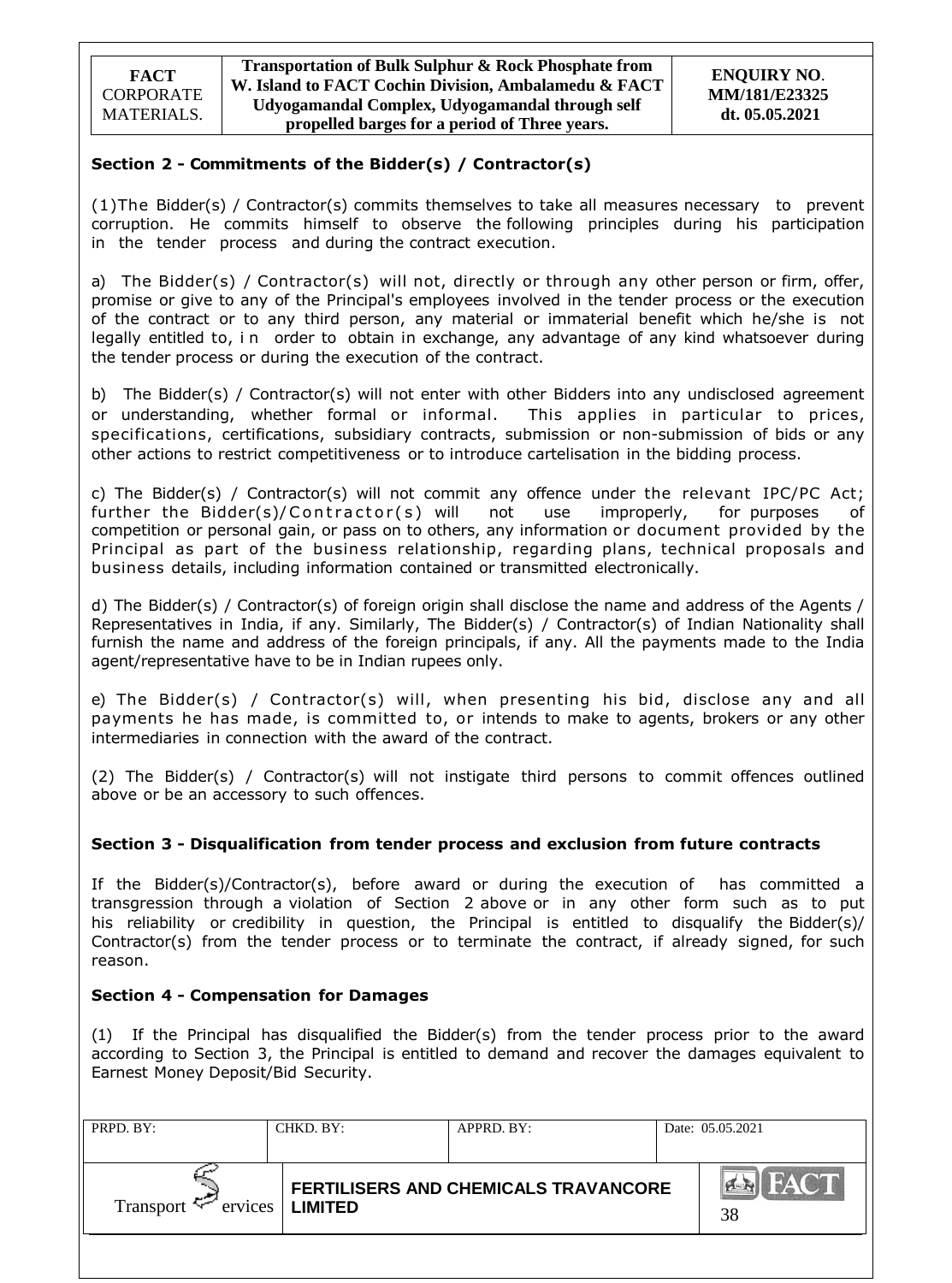## Section 2 - Commitments of the Bidder(s) / Contractor(s)

(1)The Bidder(s) / Contractor(s) commits themselves to take all measures necessary to prevent corruption. He commits himself to observe the following principles during his participation in the tender process and during the contract execution.

a) The Bidder(s) / Contractor(s) will not, directly or through any other person or firm, offer, promise or give to any of the Principal's employees involved in the tender process or the execution of the contract or to any third person, any material or immaterial benefit which he/she is not legally entitled to, in order to obtain in exchange, any advantage of any kind whatsoever during the tender process or during the execution of the contract.

b) The Bidder(s) / Contractor(s) will not enter with other Bidders into any undisclosed agreement or understanding, whether formal or informal. This applies in particular to prices, specifications, certifications, subsidiary contracts, submission or non-submission of bids or any other actions to restrict competitiveness or to introduce cartelisation in the bidding process.

c) The Bidder(s) / Contractor(s) will not commit any offence under the relevant IPC/PC Act; further the Bidder(s)/Contractor(s) will not use improperly, for purposes of competition or personal gain, or pass on to others, any information or document provided by the Principal as part of the business relationship, regarding plans, technical proposals and business details, including information contained or transmitted electronically.

d) The Bidder(s) / Contractor(s) of foreign origin shall disclose the name and address of the Agents / Representatives in India, if any. Similarly, The Bidder(s) / Contractor(s) of Indian Nationality shall furnish the name and address of the foreign principals, if any. All the payments made to the India agent/representative have to be in Indian rupees only.

e) The Bidder(s) / Contractor(s) will, when presenting his bid, disclose any and all payments he has made, is committed to, or intends to make to agents, brokers or any other intermediaries in connection with the award of the contract.

(2) The Bidder(s) / Contractor(s) will not instigate third persons to commit offences outlined above or be an accessory to such offences.

## Section 3 - Disqualification from tender process and exclusion from future contracts

If the Bidder(s)/Contractor(s), before award or during the execution of has committed a transgression through a violation of Section 2 above or in any other form such as to put his reliability or credibility in question, the Principal is entitled to disqualify the Bidder(s)/ Contractor(s) from the tender process or to terminate the contract, if already signed, for such reason.

## Section 4 - Compensation for Damages

(1) If the Principal has disqualified the Bidder(s) from the tender process prior to the award according to Section 3, the Principal is entitled to demand and recover the damages equivalent to Earnest Money Deposit/Bid Security.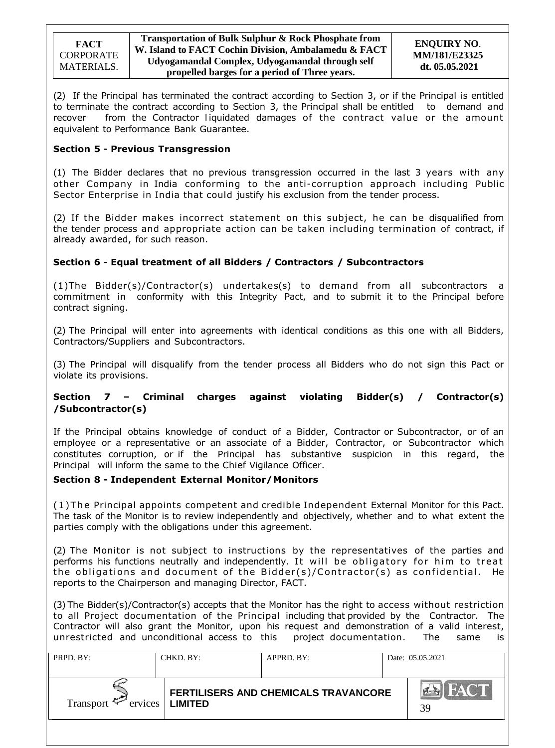(2) If the Principal has terminated the contract according to Section 3, or if the Principal is entitled to terminate the contract according to Section 3, the Principal shall be entitled to demand and recover from the Contractor liquidated damages of the contract value or the amount equivalent to Performance Bank Guarantee.

### Section 5 - Previous Transgression

(1) The Bidder declares that no previous transgression occurred in the last 3 years with any other Company in India conforming to the anti-corruption approach including Public Sector Enterprise in India that could justify his exclusion from the tender process.

(2) If the Bidder makes incorrect statement on this subject, he can be disqualified from the tender process and appropriate action can be taken including termination of contract, if already awarded, for such reason.

### Section 6 - Equal treatment of all Bidders / Contractors / Subcontractors

(1)The Bidder(s)/Contractor(s) undertakes(s) to demand from all subcontractors a commitment in conformity with this Integrity Pact, and to submit it to the Principal before contract signing.

(2) The Principal will enter into agreements with identical conditions as this one with all Bidders, Contractors/Suppliers and Subcontractors.

(3) The Principal will disqualify from the tender process all Bidders who do not sign this Pact or violate its provisions.

### Section 7 – Criminal charges against violating Bidder(s) / Contractor(s) /Subcontractor(s)

If the Principal obtains knowledge of conduct of a Bidder, Contractor or Subcontractor, or of an employee or a representative or an associate of a Bidder, Contractor, or Subcontractor which constitutes corruption, or if the Principal has substantive suspicion in this regard, the Principal will inform the same to the Chief Vigilance Officer.

### Section 8 - Independent External Monitor/Monitors

(1)The Principal appoints competent and credible Independent External Monitor for this Pact. The task of the Monitor is to review independently and objectively, whether and to what extent the parties comply with the obligations under this agreement.

(2) The Monitor is not subject to instructions by the representatives of the parties and performs his functions neutrally and independently. It will be obligatory for him to treat the obligations and document of the Bidder(s)/Contractor(s) as confidential. He reports to the Chairperson and managing Director, FACT.

(3) The Bidder(s)/Contractor(s) accepts that the Monitor has the right to access without restriction to all Project documentation of the Principal including that provided by the Contractor. The Contractor will also grant the Monitor, upon his request and demonstration of a valid interest, unrestricted and unconditional access to this project documentation. The same is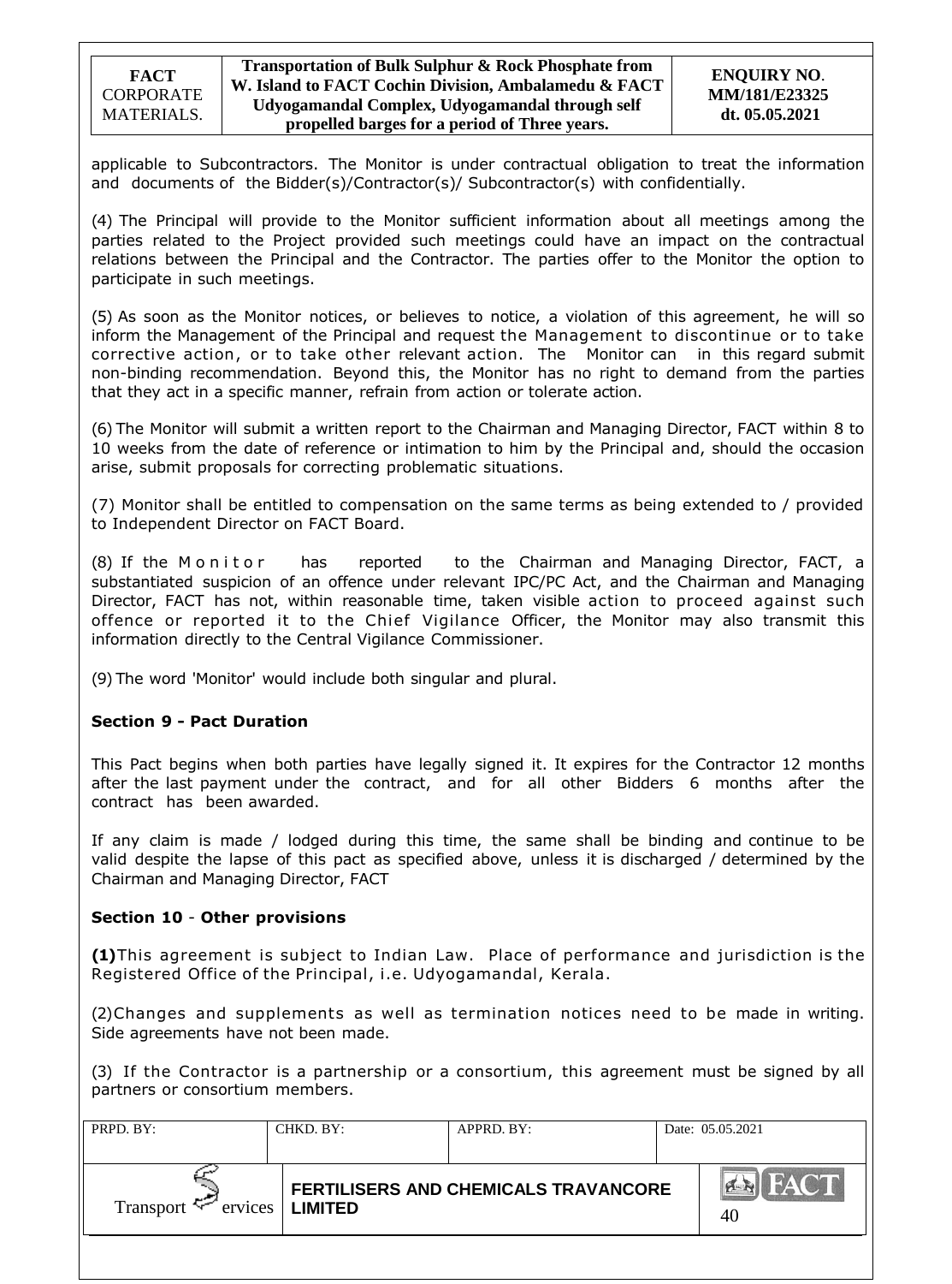applicable to Subcontractors. The Monitor is under contractual obligation to treat the information and documents of the Bidder(s)/Contractor(s)/ Subcontractor(s) with confidentially.

(4) The Principal will provide to the Monitor sufficient information about all meetings among the parties related to the Project provided such meetings could have an impact on the contractual relations between the Principal and the Contractor. The parties offer to the Monitor the option to participate in such meetings.

(5) As soon as the Monitor notices, or believes to notice, a violation of this agreement, he will so inform the Management of the Principal and request the Management to discontinue or to take corrective action, or to take other relevant action. The Monitor can in this regard submit non-binding recommendation. Beyond this, the Monitor has no right to demand from the parties that they act in a specific manner, refrain from action or tolerate action.

(6) The Monitor will submit a written report to the Chairman and Managing Director, FACT within 8 to 10 weeks from the date of reference or intimation to him by the Principal and, should the occasion arise, submit proposals for correcting problematic situations.

(7) Monitor shall be entitled to compensation on the same terms as being extended to / provided to Independent Director on FACT Board.

(8) If the Monitor has reported to the Chairman and Managing Director, FACT, a substantiated suspicion of an offence under relevant IPC/PC Act, and the Chairman and Managing Director, FACT has not, within reasonable time, taken visible action to proceed against such offence or reported it to the Chief Vigilance Officer, the Monitor may also transmit this information directly to the Central Vigilance Commissioner.

(9) The word 'Monitor' would include both singular and plural.

**Section 9 - Pact Duration**

This Pact begins when both parties have legally signed it. It expires for the Contractor 12 months after the last payment under the contract, and for all other Bidders 6 months after the contract has been awarded.

If any claim is made / lodged during this time, the same shall be binding and continue to be valid despite the lapse of this pact as specified above, unless it is discharged / determined by the Chairman and Managing Director, FACT

**Section 10 - Other provisions**

**(1)** This agreement is subject to Indian Law. Place of performance and jurisdiction is the Registered Office of the Principal, i.e. Udyogamandal, Kerala.

(2) Changes and supplements as well as termination notices need to be made in writing. Side agreements have not been made.

(3) If the Contractor is a partnership or a consortium, this agreement must be signed by all partners or consortium members.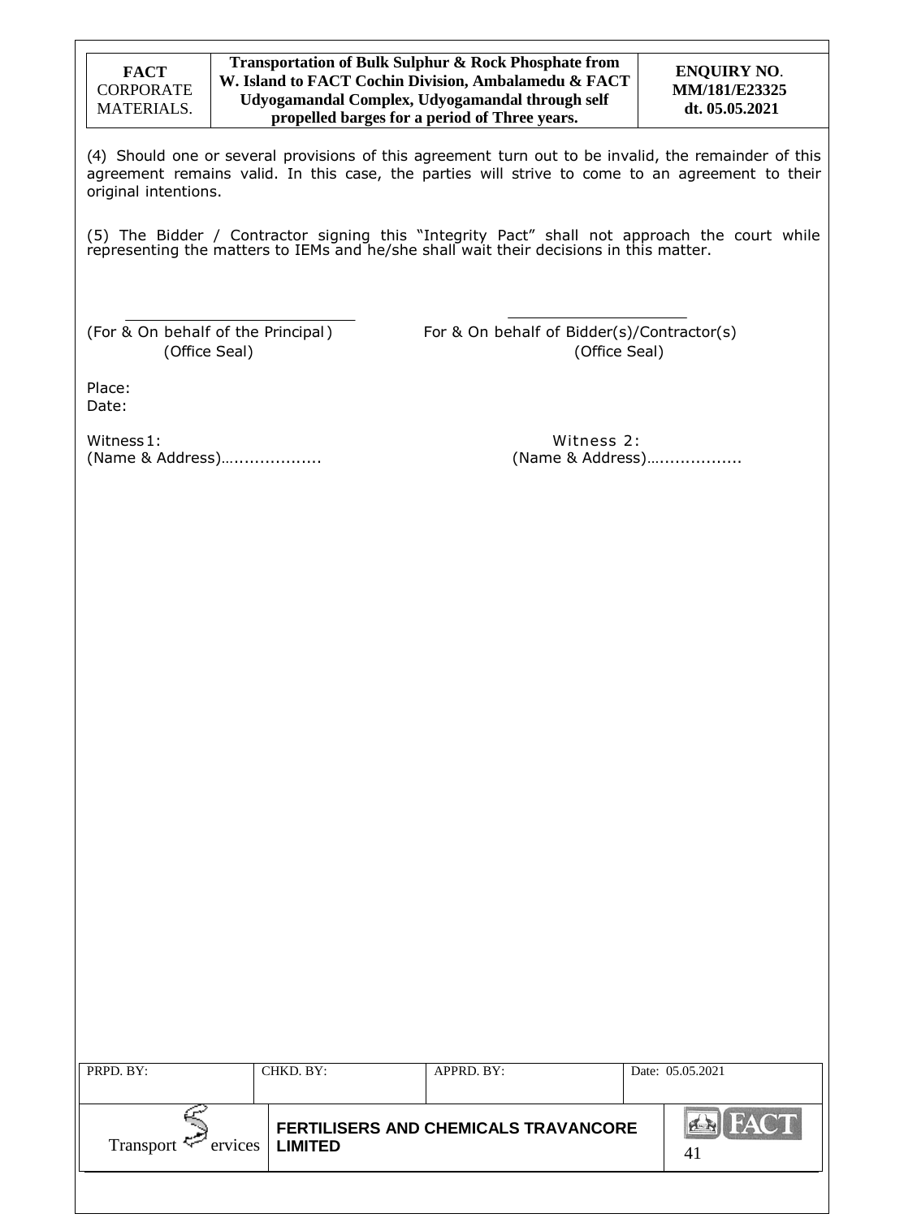(4) Should one or several provisions of this agreement turn out to be invalid, the remainder of this agreement remains valid. In this case, the parties will strive to come to an agreement to their original intentions.

(5) The Bidder / Contractor signing this "Integrity Pact" shall not approach the court while representing the matters to IEMs and he/she shall wait their decisions in this matter.

| | |
|---|---|
| (For & On behalf of the Principal) | For & On behalf of Bidder(s)/Contractor(s) |
| (Office Seal) | (Office Seal) |

Place:
Date:

| | |
|---|---|
| Witness 1: | Witness 2: |
| (Name & Address)................... | (Name & Address).................. |